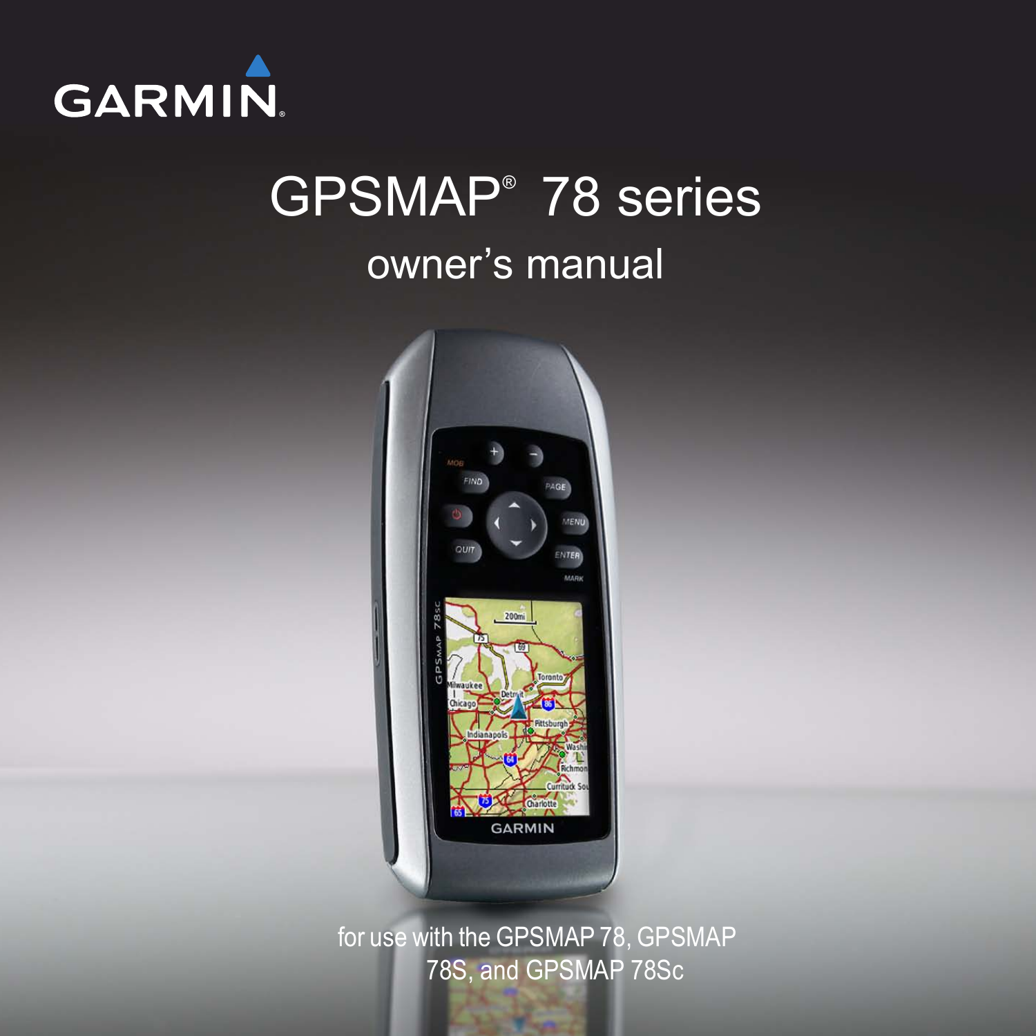GARMIN

# GPSMAP® 78 series

## owner's manual

for use with the GPSMAP 78, GPSMAP 78S, and GPSMAP 78Sc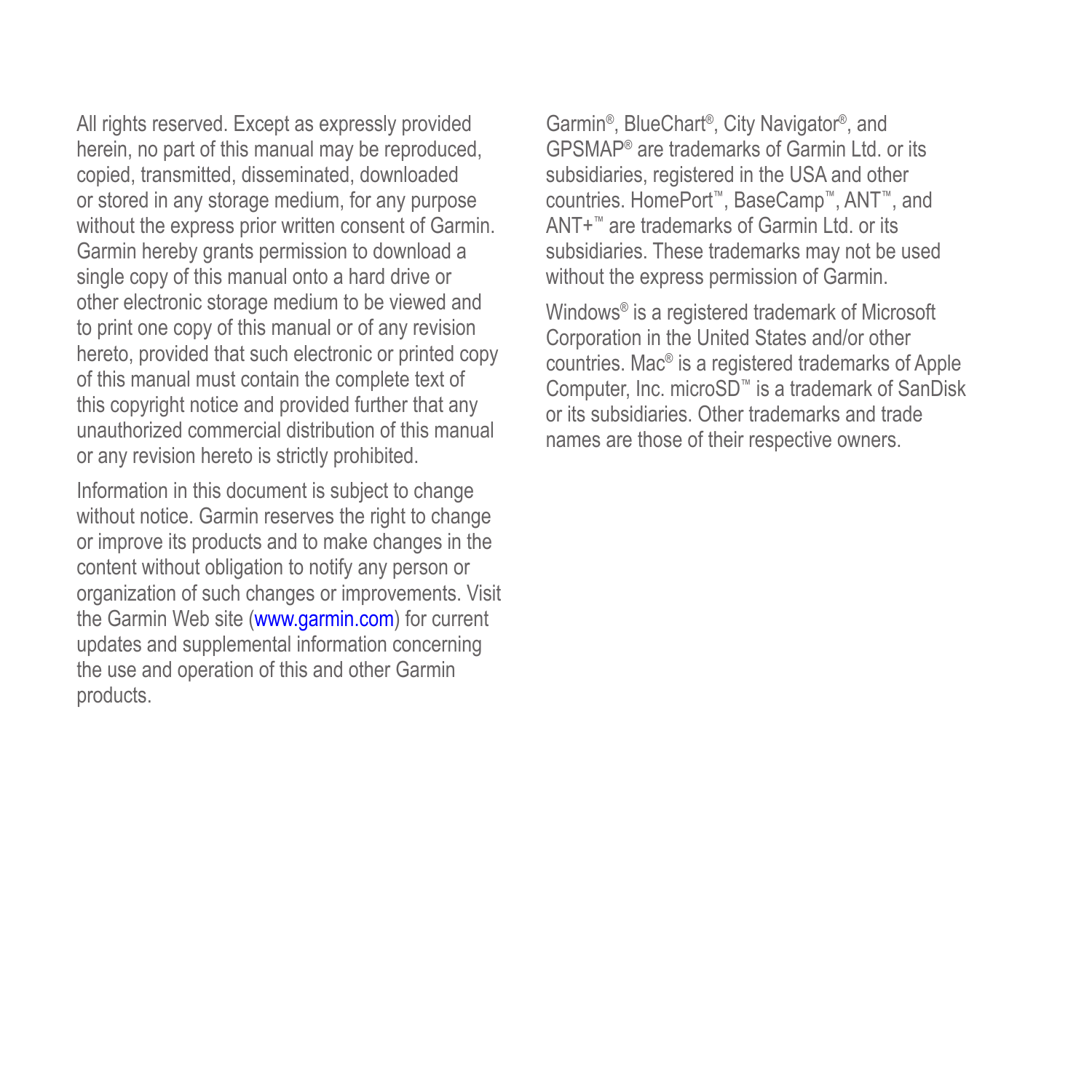All rights reserved. Except as expressly provided herein, no part of this manual may be reproduced, copied, transmitted, disseminated, downloaded or stored in any storage medium, for any purpose without the express prior written consent of Garmin. Garmin hereby grants permission to download a single copy of this manual onto a hard drive or other electronic storage medium to be viewed and to print one copy of this manual or of any revision hereto, provided that such electronic or printed copy of this manual must contain the complete text of this copyright notice and provided further that any unauthorized commercial distribution of this manual or any revision hereto is strictly prohibited.

Information in this document is subject to change without notice. Garmin reserves the right to change or improve its products and to make changes in the content without obligation to notify any person or organization of such changes or improvements. Visit the Garmin Web site (www.garmin.com) for current updates and supplemental information concerning the use and operation of this and other Garmin products.

Garmin®, BlueChart®, City Navigator®, and GPSMAP® are trademarks of Garmin Ltd. or its subsidiaries, registered in the USA and other countries. HomePort™, BaseCamp™, ANT™, and ANT+™ are trademarks of Garmin Ltd. or its subsidiaries. These trademarks may not be used without the express permission of Garmin.

Windows® is a registered trademark of Microsoft Corporation in the United States and/or other countries. Mac® is a registered trademarks of Apple Computer, Inc. microSD™ is a trademark of SanDisk or its subsidiaries. Other trademarks and trade names are those of their respective owners.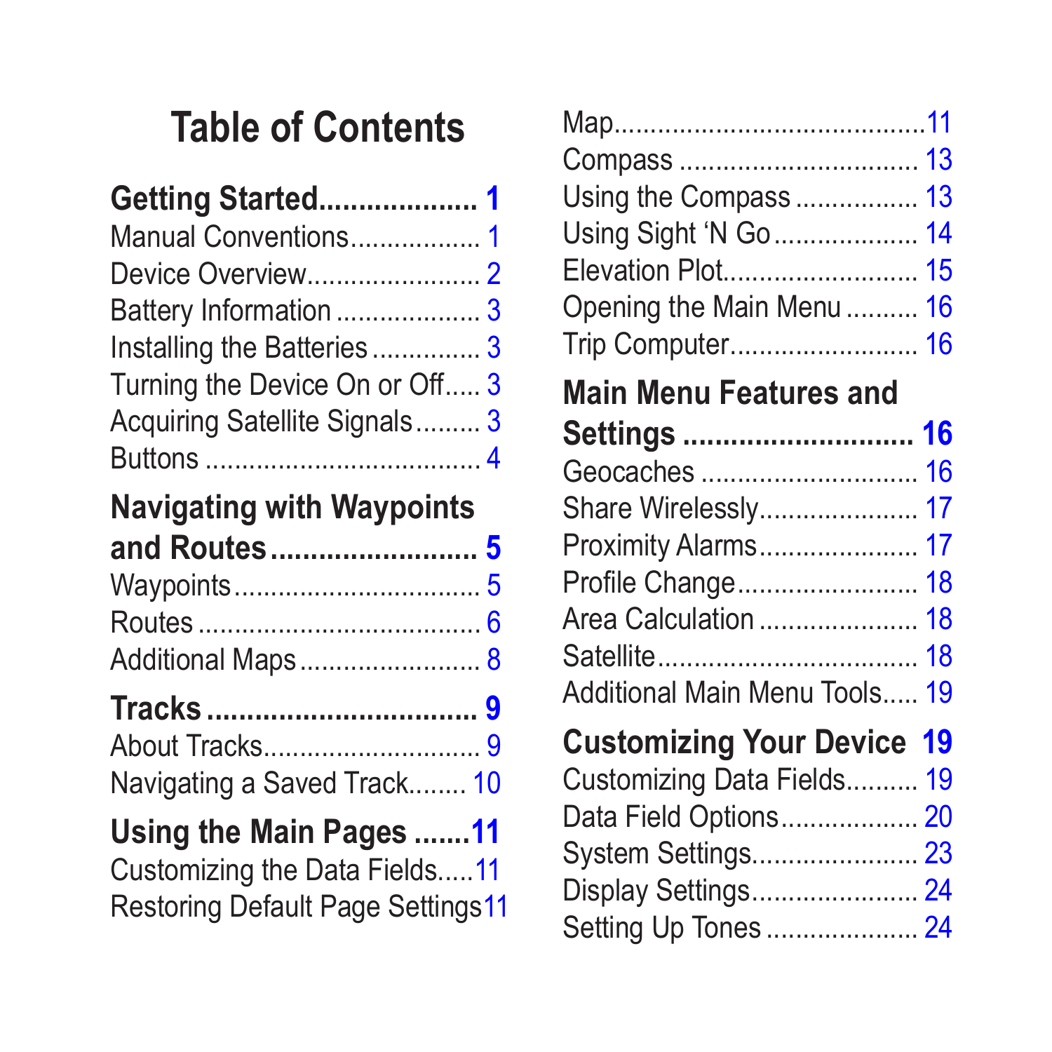# Table of Contents

**Getting Started.................... 1**
Manual Conventions.................. 1
Device Overview........................ 2
Battery Information .................... 3
Installing the Batteries ............... 3
Turning the Device On or Off..... 3
Acquiring Satellite Signals......... 3
Buttons ..................................... 4

**Navigating with Waypoints and Routes.......................... 5**
Waypoints.................................. 5
Routes ....................................... 6
Additional Maps ......................... 8

**Tracks ................................. 9**
About Tracks.............................. 9
Navigating a Saved Track........ 10

**Using the Main Pages .......11**
Customizing the Data Fields.....11
Restoring Default Page Settings11
Map...........................................11
Compass ................................. 13
Using the Compass ................. 13
Using Sight 'N Go .................... 14
Elevation Plot........................... 15
Opening the Main Menu .......... 16
Trip Computer.......................... 16

**Main Menu Features and Settings ............................ 16**
Geocaches .............................. 16
Share Wirelessly...................... 17
Proximity Alarms...................... 17
Profile Change......................... 18
Area Calculation ...................... 18
Satellite.................................... 18
Additional Main Menu Tools..... 19

**Customizing Your Device 19**
Customizing Data Fields.......... 19
Data Field Options................... 20
System Settings....................... 23
Display Settings....................... 24
Setting Up Tones ..................... 24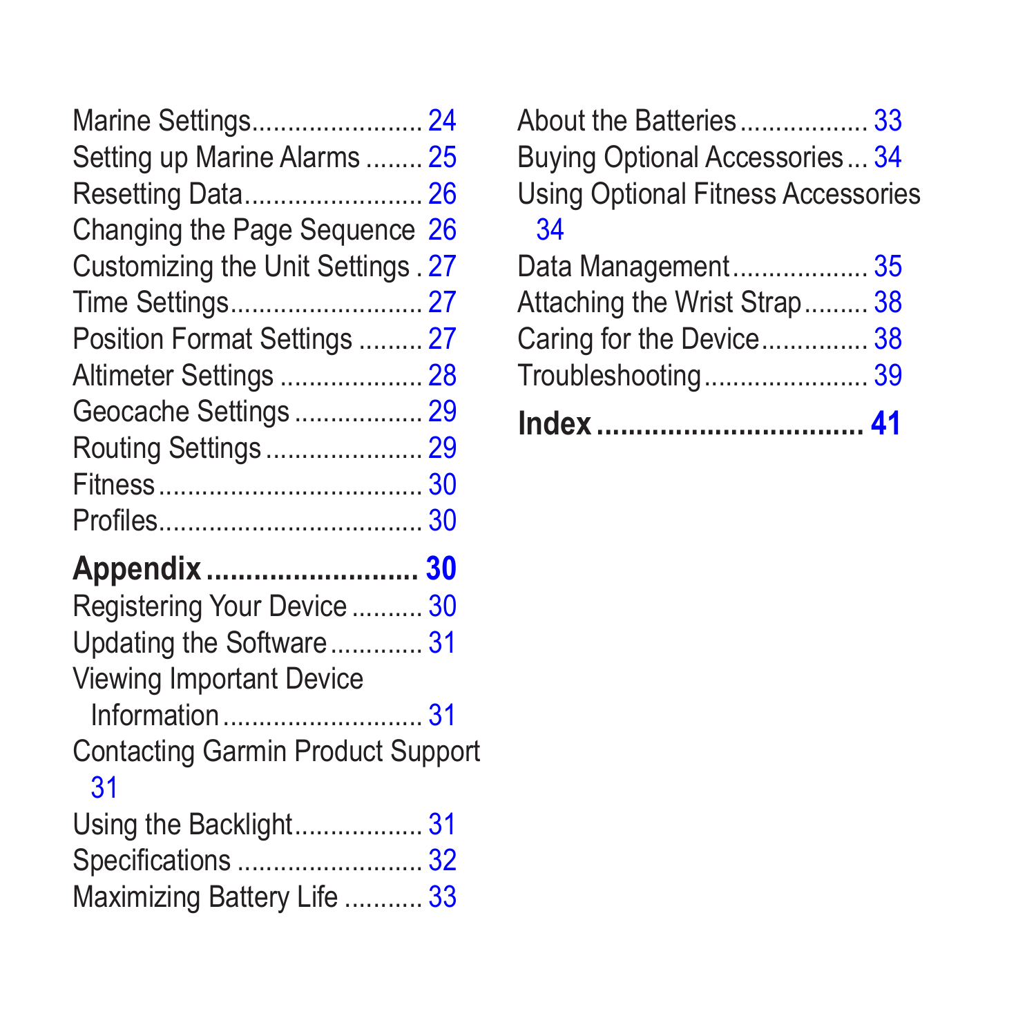Marine Settings........................ 24
Setting up Marine Alarms ........ 25
Resetting Data......................... 26
Changing the Page Sequence 26
Customizing the Unit Settings . 27
Time Settings........................... 27
Position Format Settings ......... 27
Altimeter Settings .................... 28
Geocache Settings .................. 29
Routing Settings ...................... 29
Fitness.................................... 30
Profiles.................................... 30

**Appendix .......................... 30**

Registering Your Device .......... 30
Updating the Software ............. 31
Viewing Important Device Information ............................ 31
Contacting Garmin Product Support 31
Using the Backlight.................. 31
Specifications .......................... 32
Maximizing Battery Life ........... 33
About the Batteries.................. 33
Buying Optional Accessories ... 34
Using Optional Fitness Accessories 34
Data Management................... 35
Attaching the Wrist Strap......... 38
Caring for the Device............... 38
Troubleshooting....................... 39

**Index ................................ 41**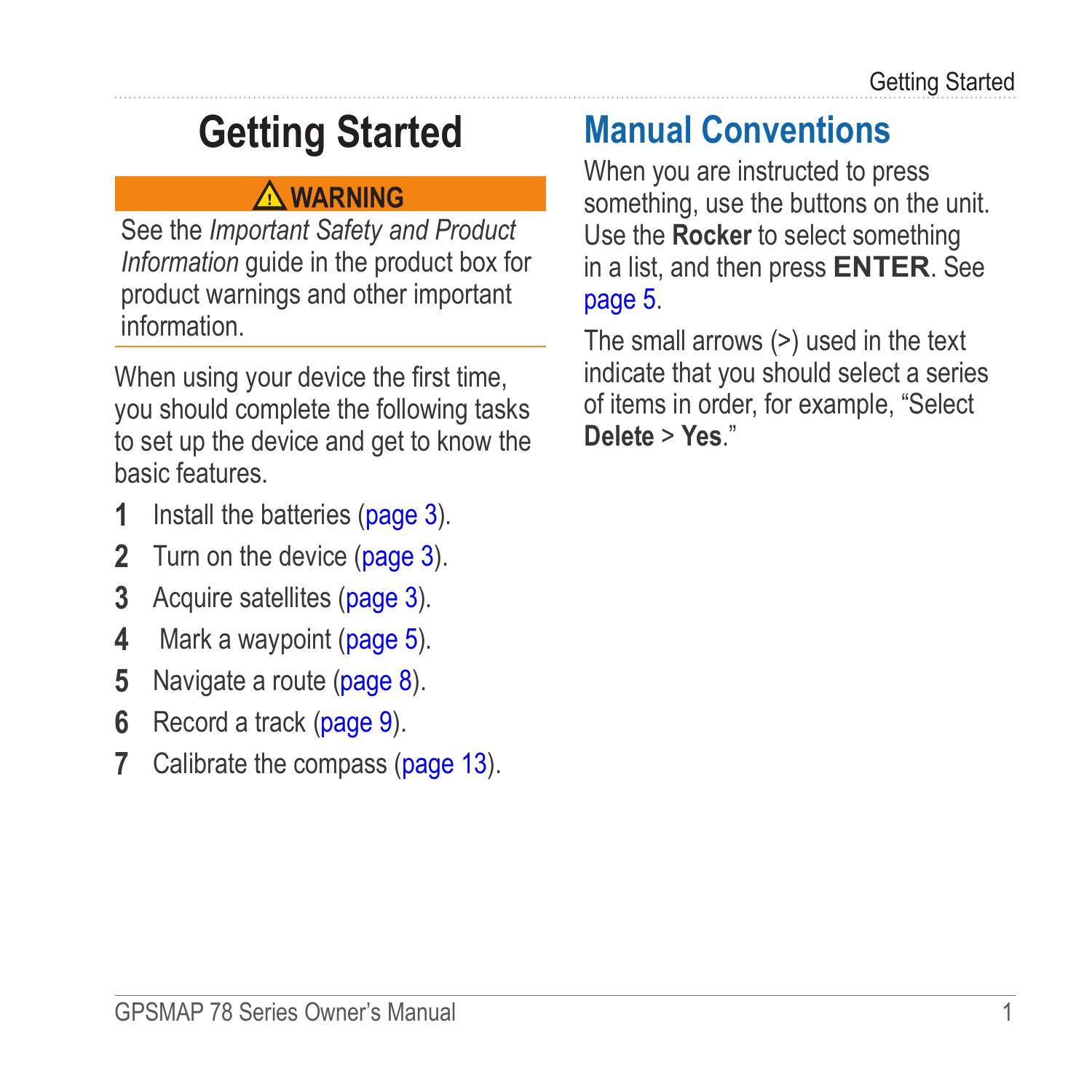# Getting Started

**⚠ WARNING**

See the *Important Safety and Product Information* guide in the product box for product warnings and other important information.

When using your device the first time, you should complete the following tasks to set up the device and get to know the basic features.

1. Install the batteries (page 3).
2. Turn on the device (page 3).
3. Acquire satellites (page 3).
4. Mark a waypoint (page 5).
5. Navigate a route (page 8).
6. Record a track (page 9).
7. Calibrate the compass (page 13).

## Manual Conventions

When you are instructed to press something, use the buttons on the unit. Use the **Rocker** to select something in a list, and then press **ENTER**. See page 5.

The small arrows (>) used in the text indicate that you should select a series of items in order, for example, “Select **Delete** > **Yes**.”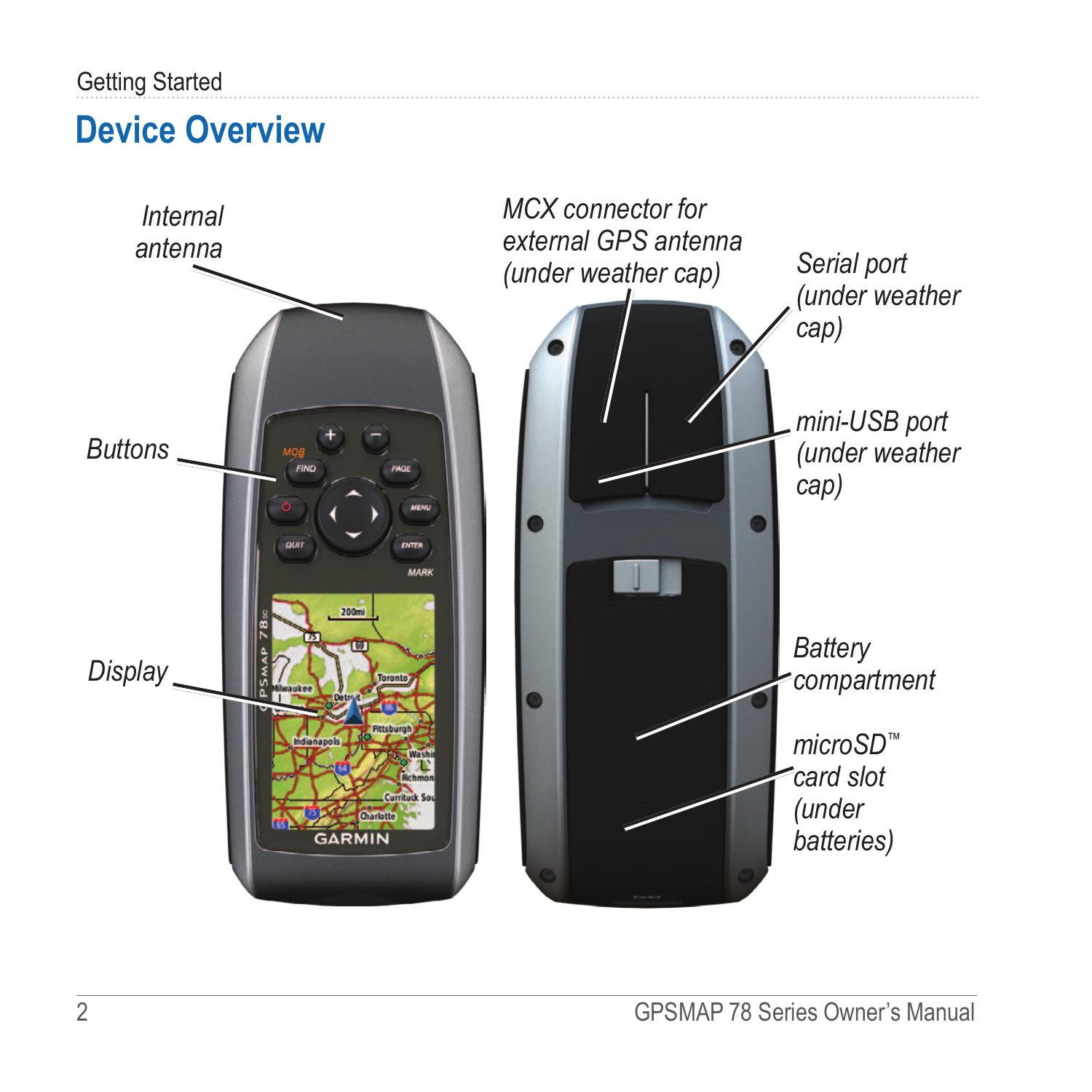## Device Overview

*Internal antenna*

*Buttons*

*Display*

*MCX connector for external GPS antenna (under weather cap)*

*Serial port (under weather cap)*

*mini-USB port (under weather cap)*

*Battery compartment*

*microSD™ card slot (under batteries)*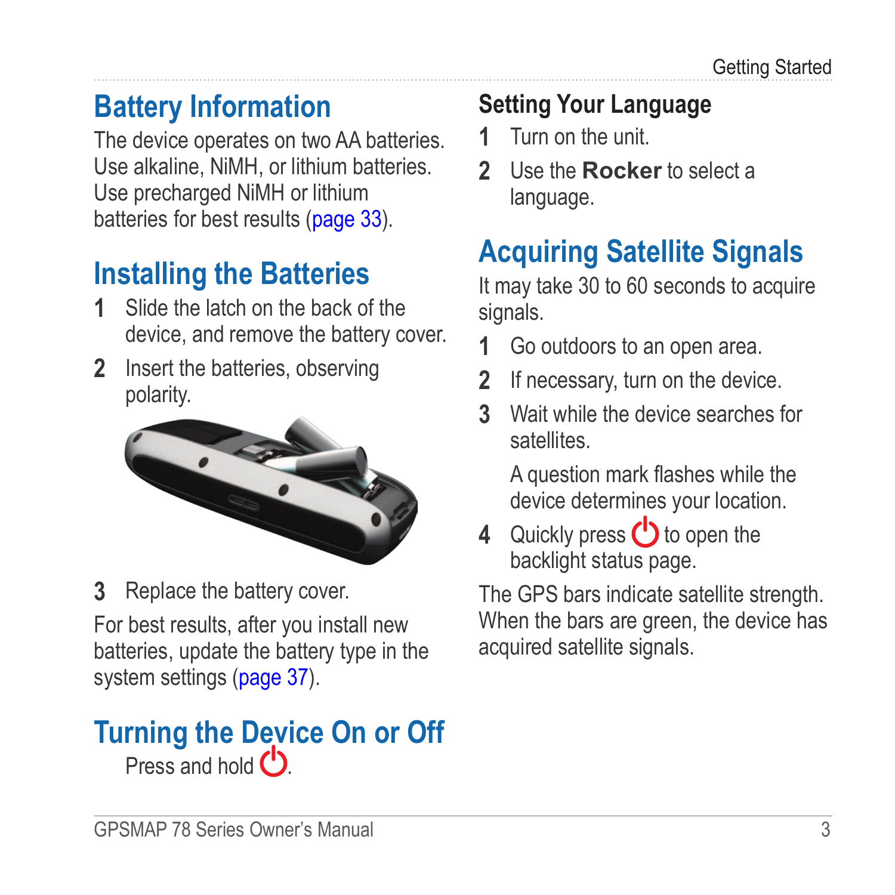## Battery Information

The device operates on two AA batteries. Use alkaline, NiMH, or lithium batteries. Use precharged NiMH or lithium batteries for best results (page 33).

## Installing the Batteries

1. Slide the latch on the back of the device, and remove the battery cover.
2. Insert the batteries, observing polarity.
3. Replace the battery cover.

For best results, after you install new batteries, update the battery type in the system settings (page 37).

## Turning the Device On or Off

Press and hold ⏻.

### Setting Your Language

1. Turn on the unit.
2. Use the **Rocker** to select a language.

## Acquiring Satellite Signals

It may take 30 to 60 seconds to acquire signals.

1. Go outdoors to an open area.
2. If necessary, turn on the device.
3. Wait while the device searches for satellites.

   A question mark flashes while the device determines your location.
4. Quickly press ⏻ to open the backlight status page.

The GPS bars indicate satellite strength. When the bars are green, the device has acquired satellite signals.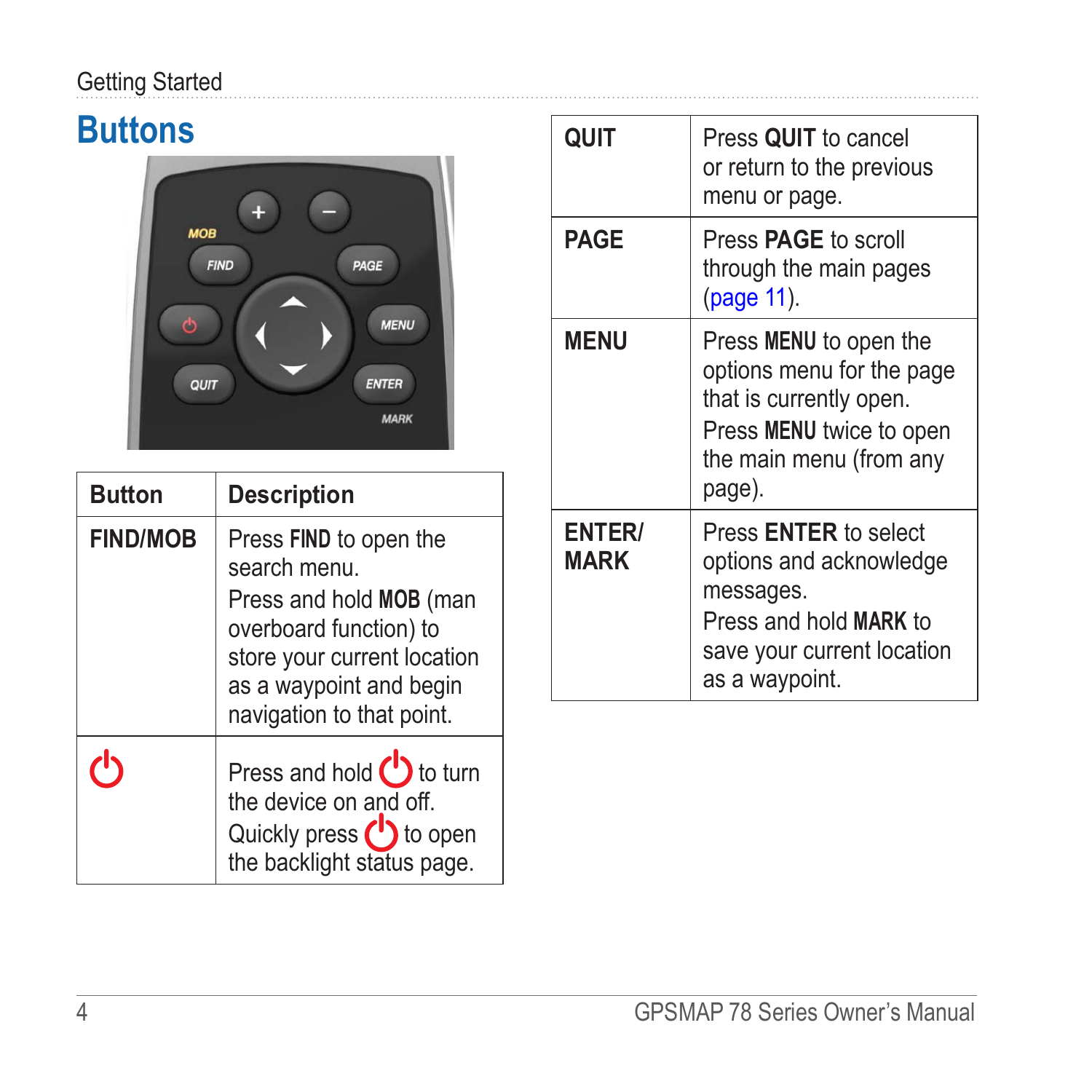## Buttons

| Button | Description |
|---|---|
| FIND/MOB | Press **FIND** to open the search menu. Press and hold **MOB** (man overboard function) to store your current location as a waypoint and begin navigation to that point. |
| ⏻ | Press and hold ⏻ to turn the device on and off. Quickly press ⏻ to open the backlight status page. |
| QUIT | Press **QUIT** to cancel or return to the previous menu or page. |
| PAGE | Press **PAGE** to scroll through the main pages (page 11). |
| MENU | Press **MENU** to open the options menu for the page that is currently open. Press **MENU** twice to open the main menu (from any page). |
| ENTER/ MARK | Press **ENTER** to select options and acknowledge messages. Press and hold **MARK** to save your current location as a waypoint. |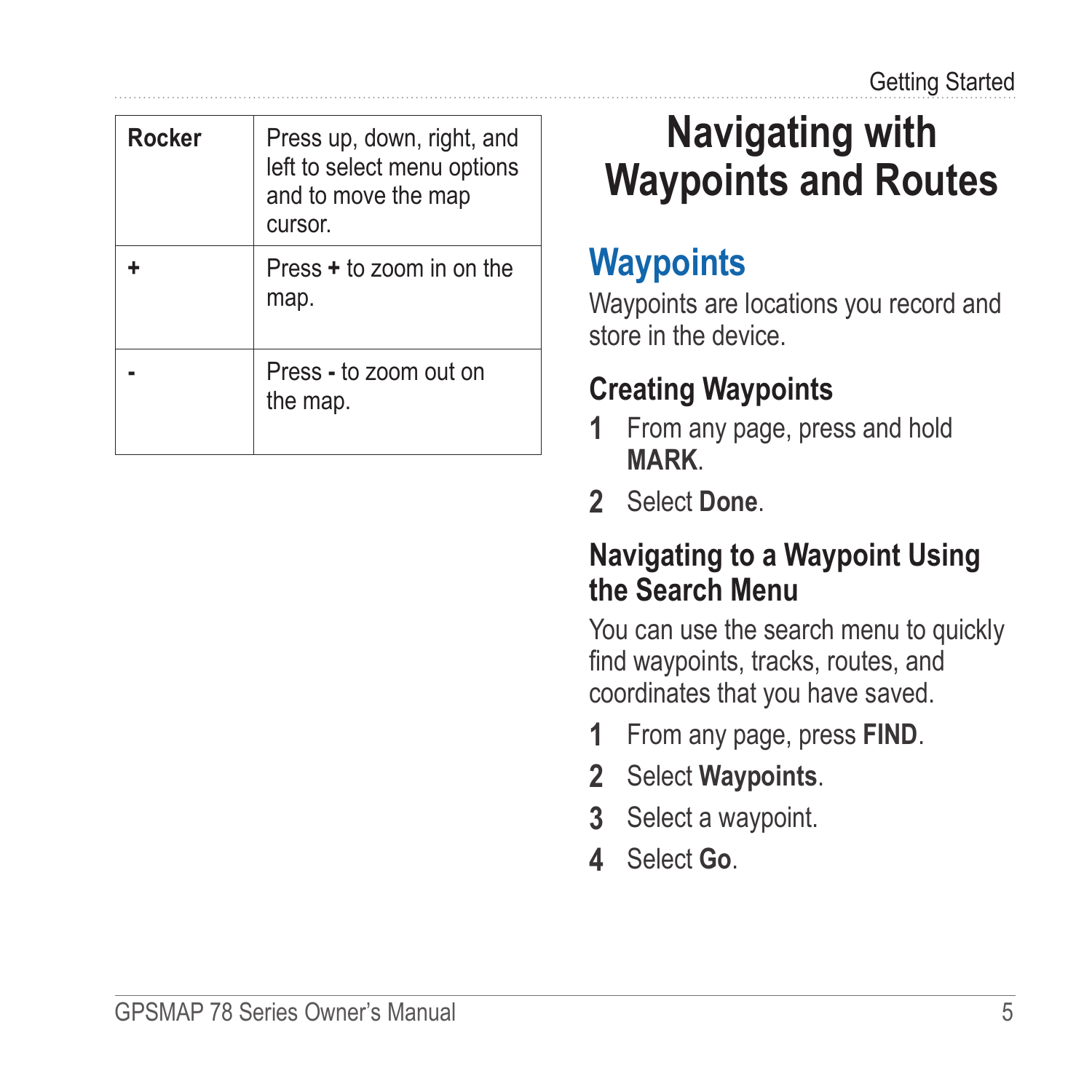| **Rocker** | Press up, down, right, and left to select menu options and to move the map cursor. |
| --- | --- |
| **+** | Press **+** to zoom in on the map. |
| **-** | Press **-** to zoom out on the map. |

# Navigating with Waypoints and Routes

## Waypoints

Waypoints are locations you record and store in the device.

### Creating Waypoints

1. From any page, press and hold **MARK**.
2. Select **Done**.

### Navigating to a Waypoint Using the Search Menu

You can use the search menu to quickly find waypoints, tracks, routes, and coordinates that you have saved.

1. From any page, press **FIND**.
2. Select **Waypoints**.
3. Select a waypoint.
4. Select **Go**.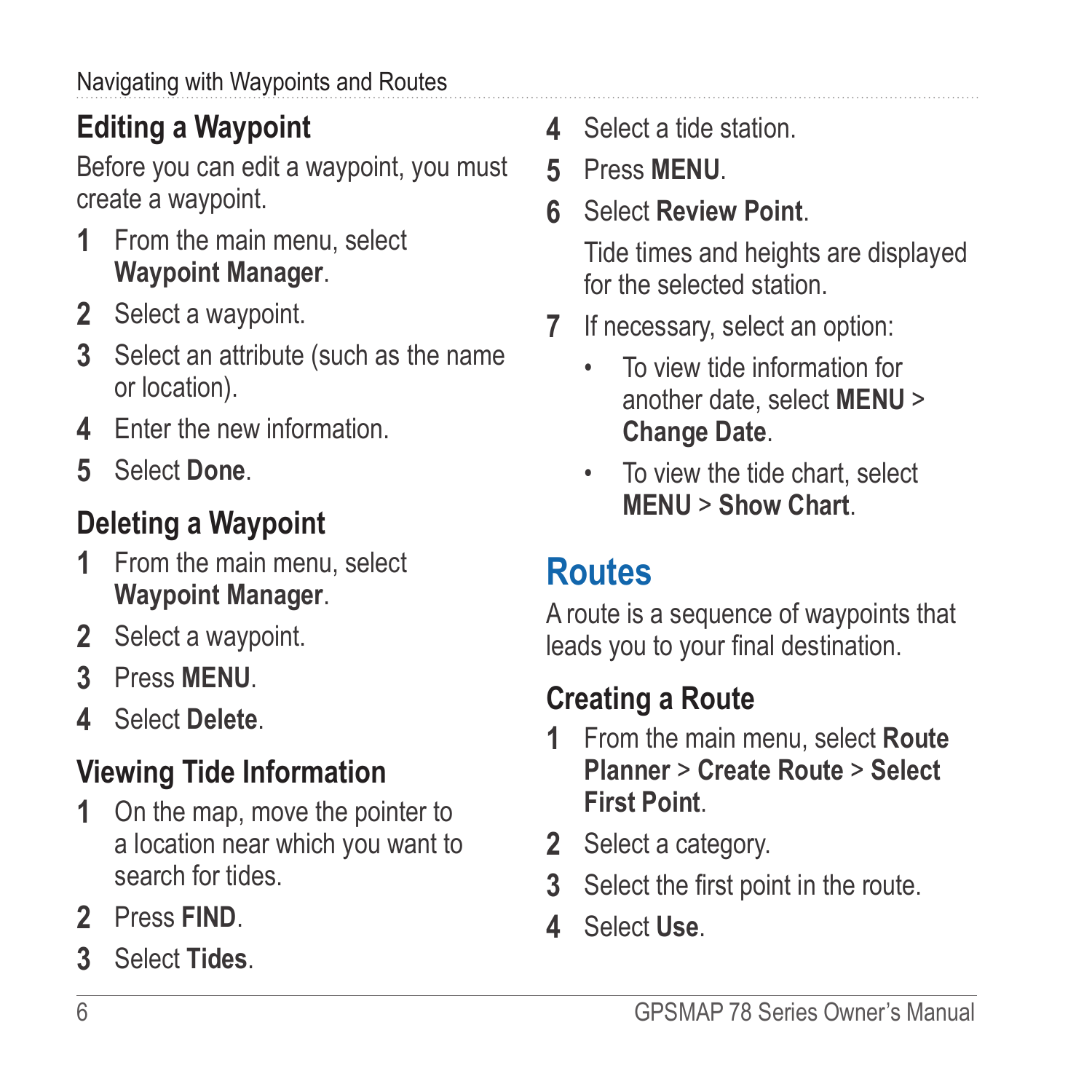### Editing a Waypoint

Before you can edit a waypoint, you must create a waypoint.

1. From the main menu, select **Waypoint Manager**.
2. Select a waypoint.
3. Select an attribute (such as the name or location).
4. Enter the new information.
5. Select **Done**.

### Deleting a Waypoint

1. From the main menu, select **Waypoint Manager**.
2. Select a waypoint.
3. Press **MENU**.
4. Select **Delete**.

### Viewing Tide Information

1. On the map, move the pointer to a location near which you want to search for tides.
2. Press **FIND**.
3. Select **Tides**.
4. Select a tide station.
5. Press **MENU**.
6. Select **Review Point**.

   Tide times and heights are displayed for the selected station.
7. If necessary, select an option:
   - To view tide information for another date, select **MENU** > **Change Date**.
   - To view the tide chart, select **MENU** > **Show Chart**.

## Routes

A route is a sequence of waypoints that leads you to your final destination.

### Creating a Route

1. From the main menu, select **Route Planner** > **Create Route** > **Select First Point**.
2. Select a category.
3. Select the first point in the route.
4. Select **Use**.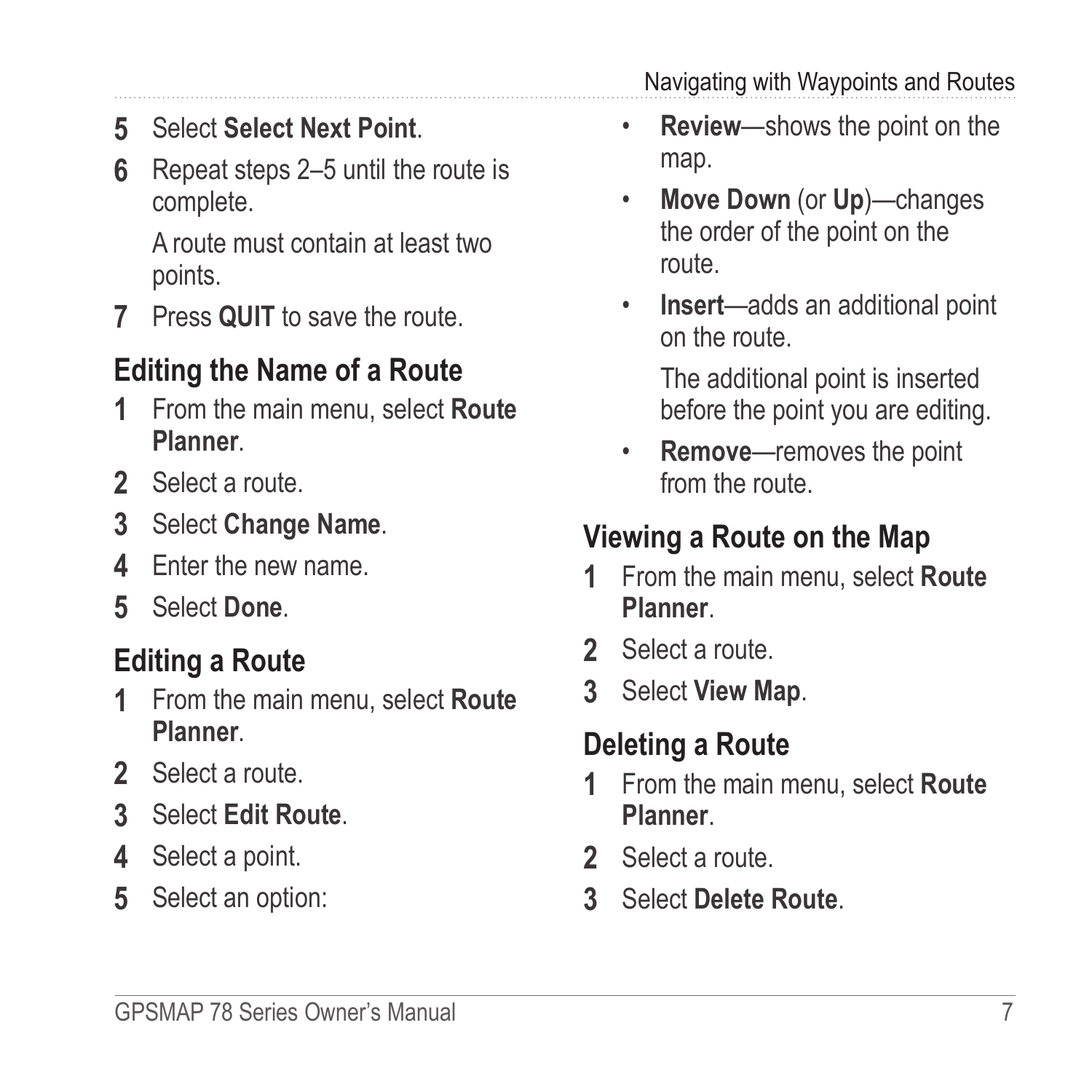5. Select **Select Next Point**.
6. Repeat steps 2–5 until the route is complete.

   A route must contain at least two points.
7. Press **QUIT** to save the route.

## Editing the Name of a Route

1. From the main menu, select **Route Planner**.
2. Select a route.
3. Select **Change Name**.
4. Enter the new name.
5. Select **Done**.

## Editing a Route

1. From the main menu, select **Route Planner**.
2. Select a route.
3. Select **Edit Route**.
4. Select a point.
5. Select an option:
   - **Review**—shows the point on the map.
   - **Move Down** (or **Up**)—changes the order of the point on the route.
   - **Insert**—adds an additional point on the route.

     The additional point is inserted before the point you are editing.
   - **Remove**—removes the point from the route.

## Viewing a Route on the Map

1. From the main menu, select **Route Planner**.
2. Select a route.
3. Select **View Map**.

## Deleting a Route

1. From the main menu, select **Route Planner**.
2. Select a route.
3. Select **Delete Route**.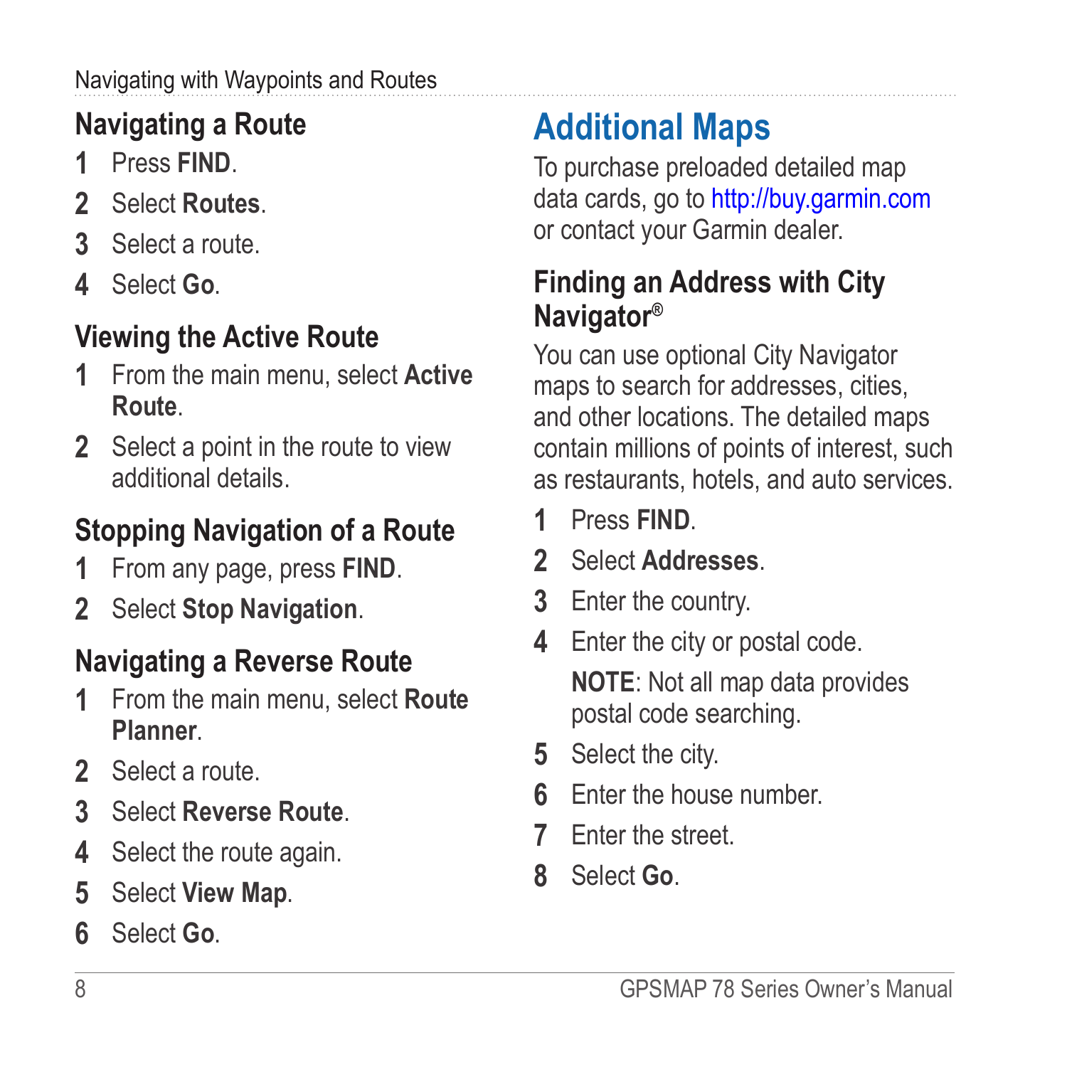### Navigating a Route

1. Press **FIND**.
2. Select **Routes**.
3. Select a route.
4. Select **Go**.

### Viewing the Active Route

1. From the main menu, select **Active Route**.
2. Select a point in the route to view additional details.

### Stopping Navigation of a Route

1. From any page, press **FIND**.
2. Select **Stop Navigation**.

### Navigating a Reverse Route

1. From the main menu, select **Route Planner**.
2. Select a route.
3. Select **Reverse Route**.
4. Select the route again.
5. Select **View Map**.
6. Select **Go**.

## Additional Maps

To purchase preloaded detailed map data cards, go to http://buy.garmin.com or contact your Garmin dealer.

### Finding an Address with City Navigator®

You can use optional City Navigator maps to search for addresses, cities, and other locations. The detailed maps contain millions of points of interest, such as restaurants, hotels, and auto services.

1. Press **FIND**.
2. Select **Addresses**.
3. Enter the country.
4. Enter the city or postal code.

   **NOTE**: Not all map data provides postal code searching.
5. Select the city.
6. Enter the house number.
7. Enter the street.
8. Select **Go**.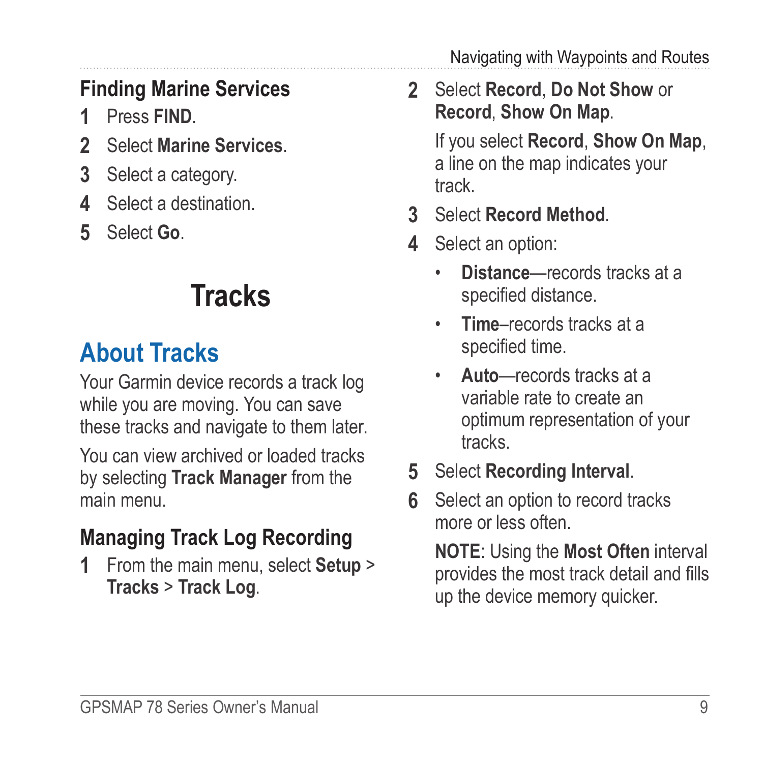### Finding Marine Services

1. Press **FIND**.
2. Select **Marine Services**.
3. Select a category.
4. Select a destination.
5. Select **Go**.

# Tracks

## About Tracks

Your Garmin device records a track log while you are moving. You can save these tracks and navigate to them later.

You can view archived or loaded tracks by selecting **Track Manager** from the main menu.

### Managing Track Log Recording

1. From the main menu, select **Setup** > **Tracks** > **Track Log**.
2. Select **Record**, **Do Not Show** or **Record**, **Show On Map**.

   If you select **Record**, **Show On Map**, a line on the map indicates your track.
3. Select **Record Method**.
4. Select an option:
   - **Distance**—records tracks at a specified distance.
   - **Time**–records tracks at a specified time.
   - **Auto**—records tracks at a variable rate to create an optimum representation of your tracks.
5. Select **Recording Interval**.
6. Select an option to record tracks more or less often.

   **NOTE**: Using the **Most Often** interval provides the most track detail and fills up the device memory quicker.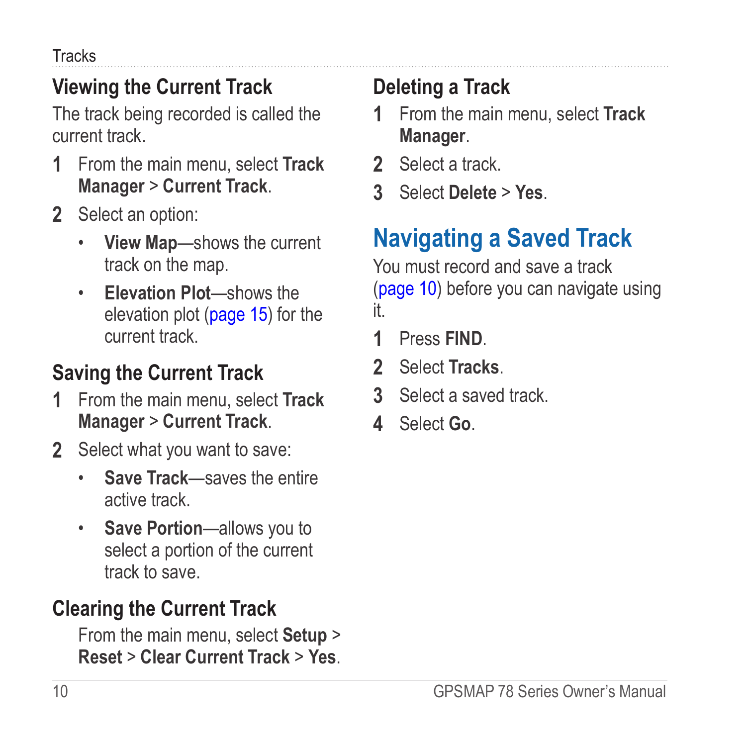### Viewing the Current Track

The track being recorded is called the current track.

1. From the main menu, select **Track Manager** > **Current Track**.
2. Select an option:
   - **View Map**—shows the current track on the map.
   - **Elevation Plot**—shows the elevation plot (page 15) for the current track.

### Saving the Current Track

1. From the main menu, select **Track Manager** > **Current Track**.
2. Select what you want to save:
   - **Save Track**—saves the entire active track.
   - **Save Portion**—allows you to select a portion of the current track to save.

### Clearing the Current Track

From the main menu, select **Setup** > **Reset** > **Clear Current Track** > **Yes**.

### Deleting a Track

1. From the main menu, select **Track Manager**.
2. Select a track.
3. Select **Delete** > **Yes**.

## Navigating a Saved Track

You must record and save a track (page 10) before you can navigate using it.

1. Press **FIND**.
2. Select **Tracks**.
3. Select a saved track.
4. Select **Go**.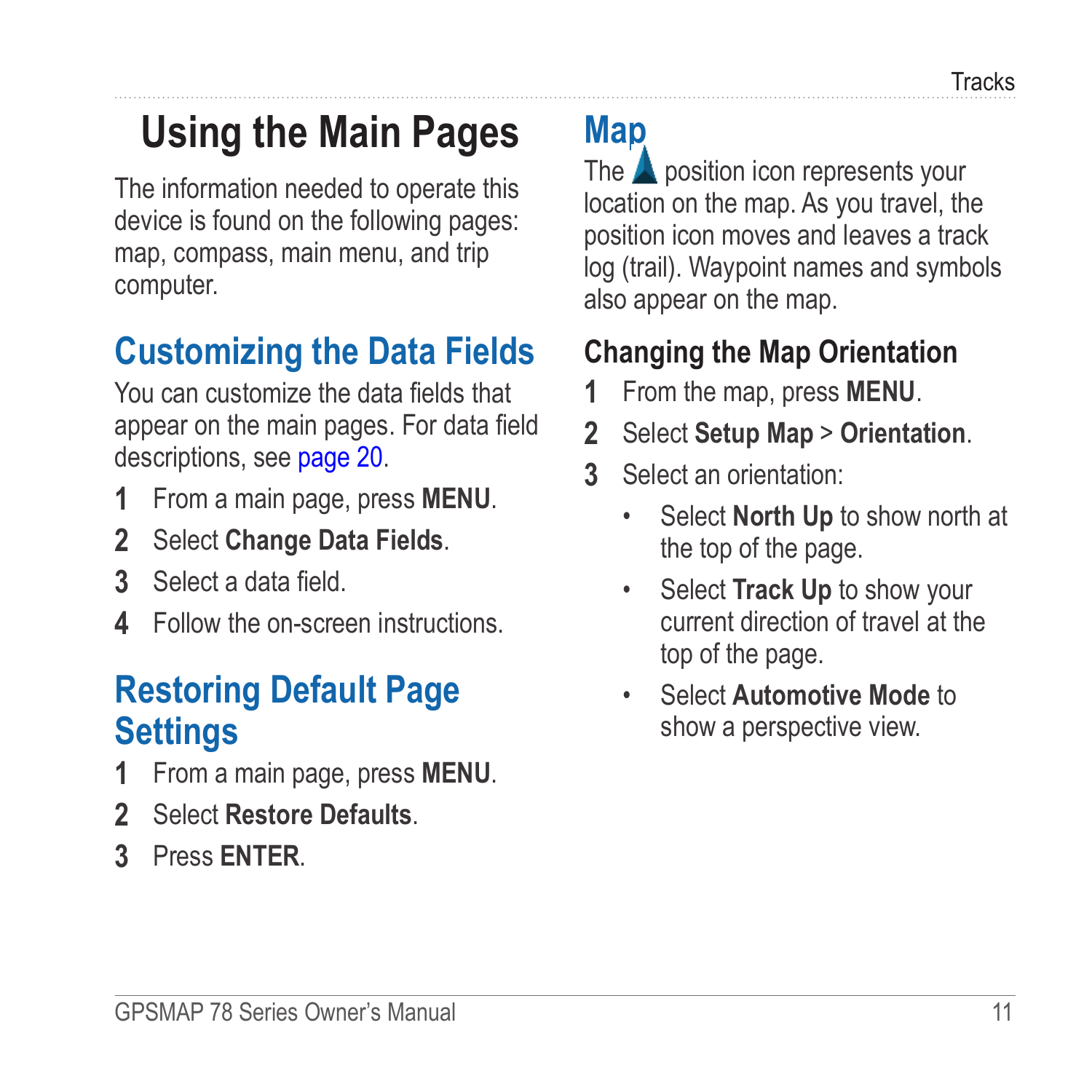# Using the Main Pages

The information needed to operate this device is found on the following pages: map, compass, main menu, and trip computer.

## Customizing the Data Fields

You can customize the data fields that appear on the main pages. For data field descriptions, see page 20.

1. From a main page, press **MENU**.
2. Select **Change Data Fields**.
3. Select a data field.
4. Follow the on-screen instructions.

## Restoring Default Page Settings

1. From a main page, press **MENU**.
2. Select **Restore Defaults**.
3. Press **ENTER**.

## Map

The position icon represents your location on the map. As you travel, the position icon moves and leaves a track log (trail). Waypoint names and symbols also appear on the map.

### Changing the Map Orientation

1. From the map, press **MENU**.
2. Select **Setup Map** > **Orientation**.
3. Select an orientation:
   - Select **North Up** to show north at the top of the page.
   - Select **Track Up** to show your current direction of travel at the top of the page.
   - Select **Automotive Mode** to show a perspective view.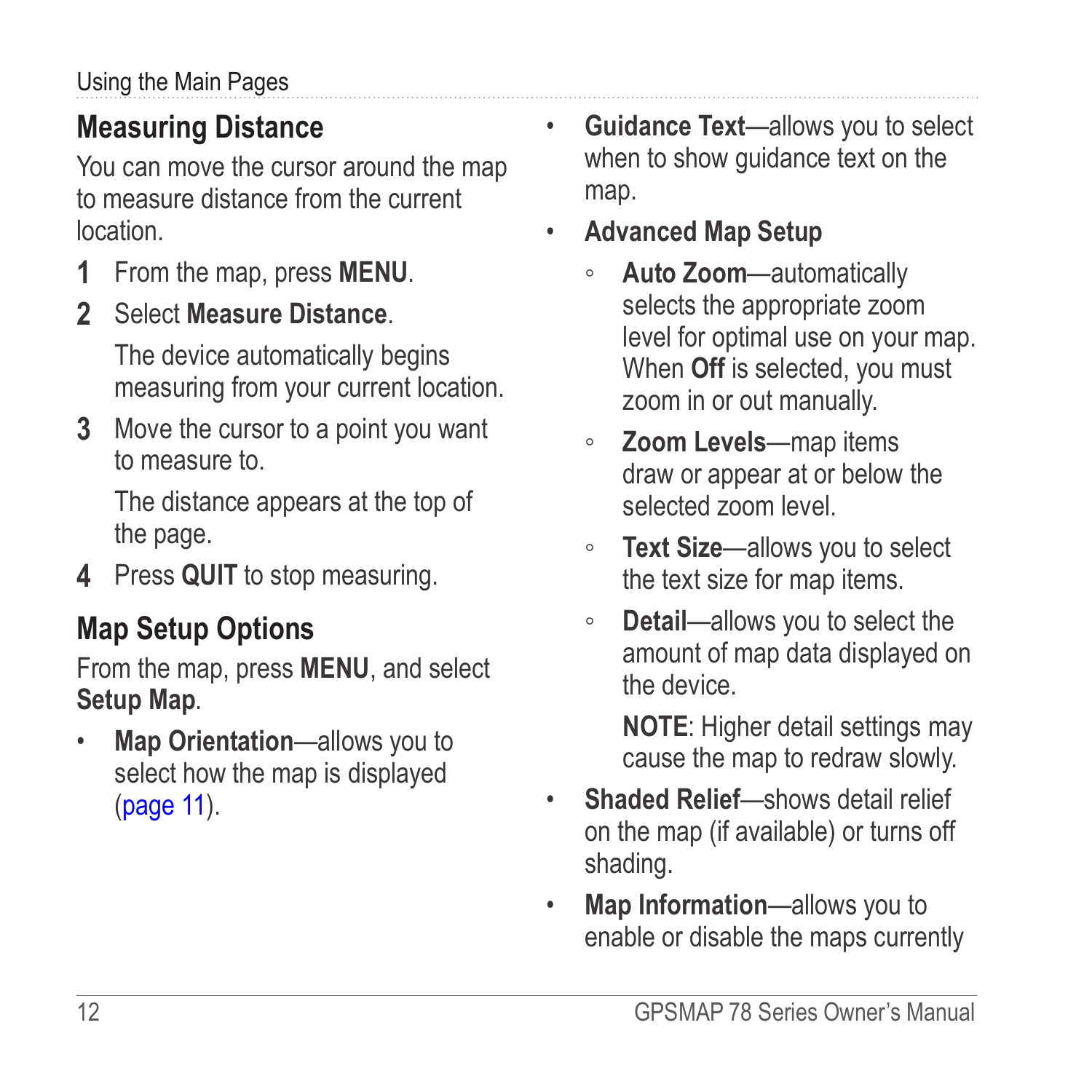## Measuring Distance

You can move the cursor around the map to measure distance from the current location.

1. From the map, press **MENU**.
2. Select **Measure Distance**.

   The device automatically begins measuring from your current location.
3. Move the cursor to a point you want to measure to.

   The distance appears at the top of the page.
4. Press **QUIT** to stop measuring.

## Map Setup Options

From the map, press **MENU**, and select **Setup Map**.

- **Map Orientation**—allows you to select how the map is displayed (page 11).
- **Guidance Text**—allows you to select when to show guidance text on the map.
- **Advanced Map Setup**
  - **Auto Zoom**—automatically selects the appropriate zoom level for optimal use on your map. When **Off** is selected, you must zoom in or out manually.
  - **Zoom Levels**—map items draw or appear at or below the selected zoom level.
  - **Text Size**—allows you to select the text size for map items.
  - **Detail**—allows you to select the amount of map data displayed on the device.

    **NOTE**: Higher detail settings may cause the map to redraw slowly.
- **Shaded Relief**—shows detail relief on the map (if available) or turns off shading.
- **Map Information**—allows you to enable or disable the maps currently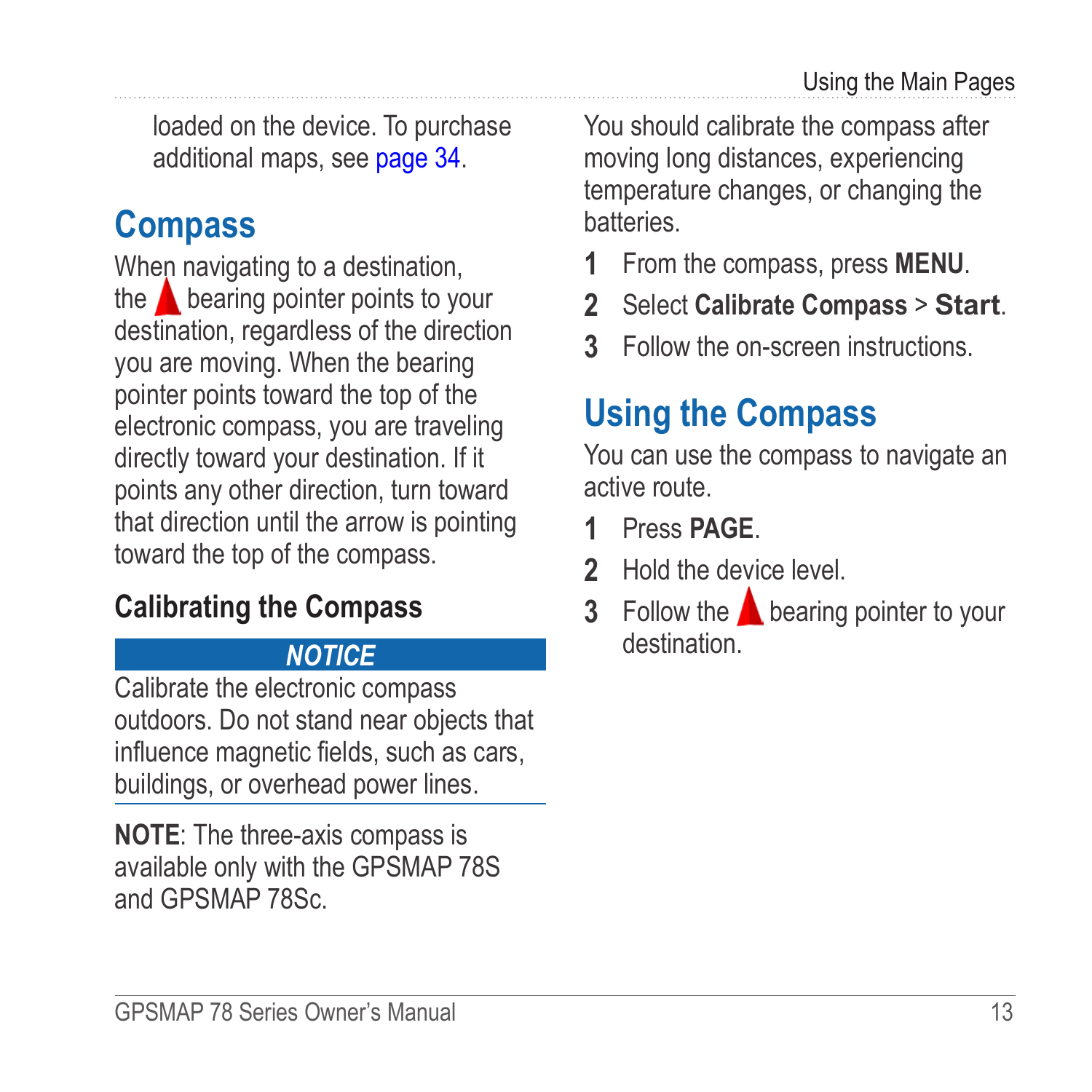loaded on the device. To purchase additional maps, see page 34.

## Compass

When navigating to a destination, the ▲ bearing pointer points to your destination, regardless of the direction you are moving. When the bearing pointer points toward the top of the electronic compass, you are traveling directly toward your destination. If it points any other direction, turn toward that direction until the arrow is pointing toward the top of the compass.

### Calibrating the Compass

***NOTICE***

Calibrate the electronic compass outdoors. Do not stand near objects that influence magnetic fields, such as cars, buildings, or overhead power lines.

**NOTE**: The three-axis compass is available only with the GPSMAP 78S and GPSMAP 78Sc.

You should calibrate the compass after moving long distances, experiencing temperature changes, or changing the batteries.

1. From the compass, press **MENU**.
2. Select **Calibrate Compass** > **Start**.
3. Follow the on-screen instructions.

## Using the Compass

You can use the compass to navigate an active route.

1. Press **PAGE**.
2. Hold the device level.
3. Follow the ▲ bearing pointer to your destination.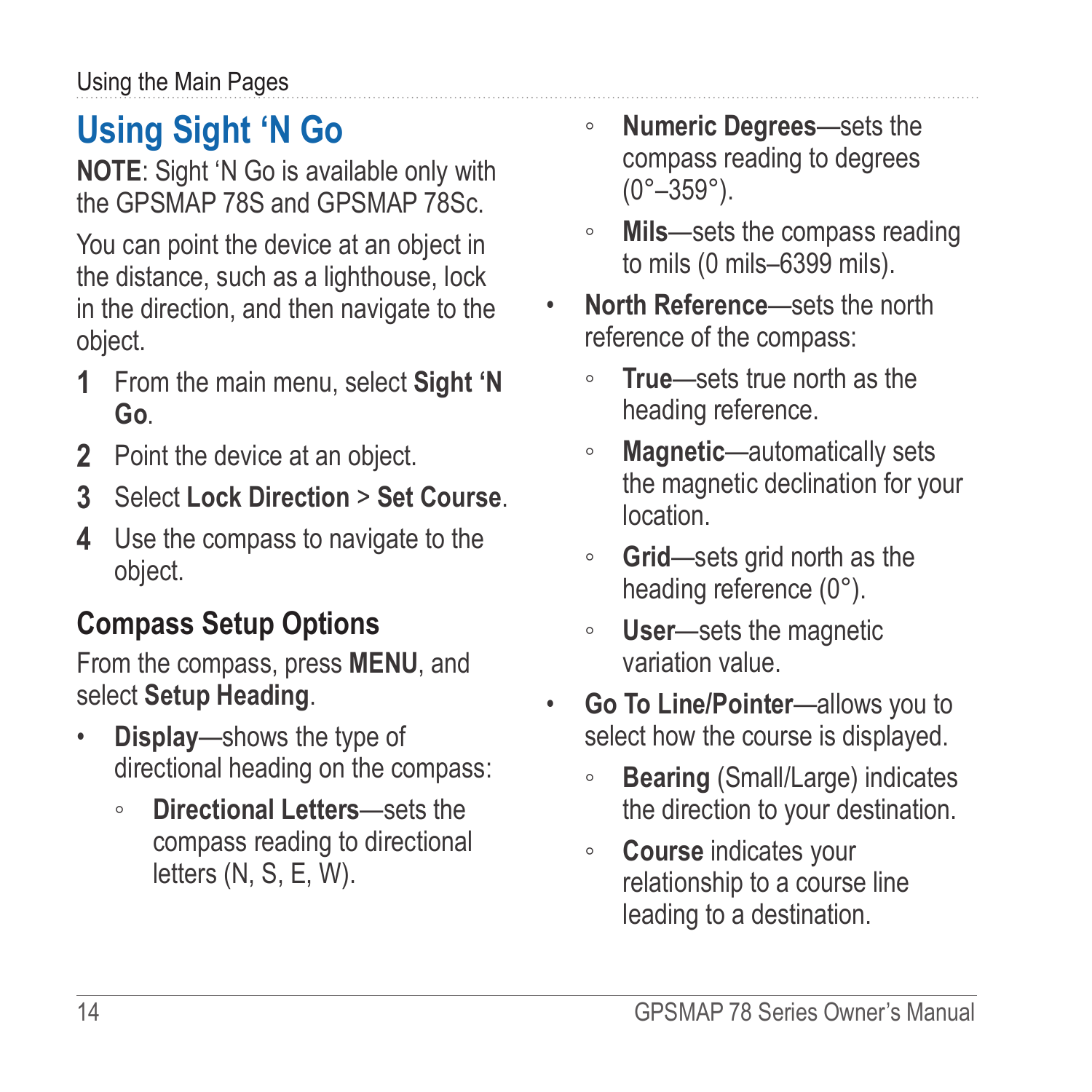## Using Sight 'N Go

**NOTE**: Sight 'N Go is available only with the GPSMAP 78S and GPSMAP 78Sc.

You can point the device at an object in the distance, such as a lighthouse, lock in the direction, and then navigate to the object.

1. From the main menu, select **Sight 'N Go**.
2. Point the device at an object.
3. Select **Lock Direction** > **Set Course**.
4. Use the compass to navigate to the object.

### Compass Setup Options

From the compass, press **MENU**, and select **Setup Heading**.

- **Display**—shows the type of directional heading on the compass:
  - **Directional Letters**—sets the compass reading to directional letters (N, S, E, W).
  - **Numeric Degrees**—sets the compass reading to degrees (0°–359°).
  - **Mils**—sets the compass reading to mils (0 mils–6399 mils).
- **North Reference**—sets the north reference of the compass:
  - **True**—sets true north as the heading reference.
  - **Magnetic**—automatically sets the magnetic declination for your location.
  - **Grid**—sets grid north as the heading reference (0°).
  - **User**—sets the magnetic variation value.
- **Go To Line/Pointer**—allows you to select how the course is displayed.
  - **Bearing** (Small/Large) indicates the direction to your destination.
  - **Course** indicates your relationship to a course line leading to a destination.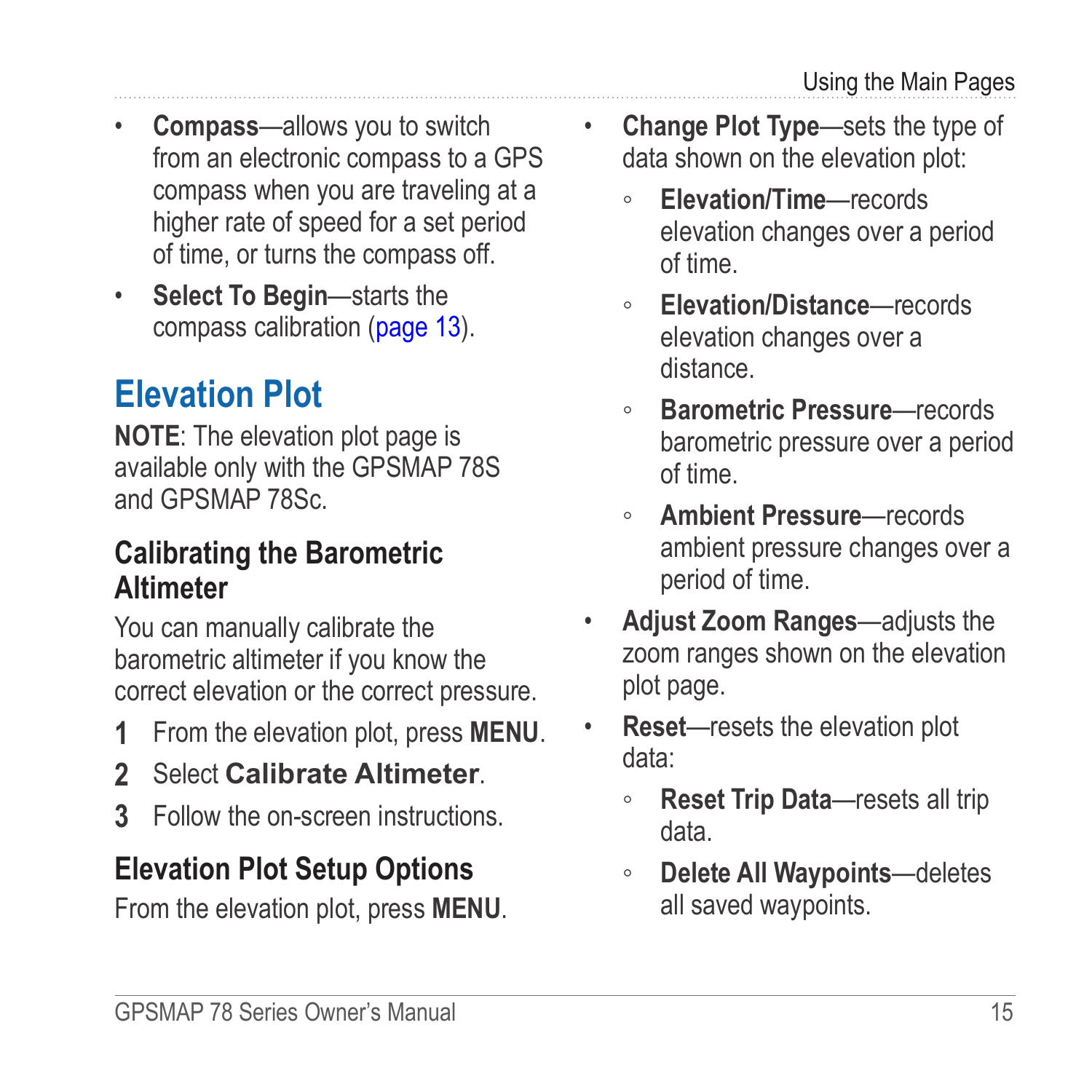- **Compass**—allows you to switch from an electronic compass to a GPS compass when you are traveling at a higher rate of speed for a set period of time, or turns the compass off.
- **Select To Begin**—starts the compass calibration (page 13).

# Elevation Plot

**NOTE**: The elevation plot page is available only with the GPSMAP 78S and GPSMAP 78Sc.

## Calibrating the Barometric Altimeter

You can manually calibrate the barometric altimeter if you know the correct elevation or the correct pressure.

1. From the elevation plot, press **MENU**.
2. Select **Calibrate Altimeter**.
3. Follow the on-screen instructions.

## Elevation Plot Setup Options

From the elevation plot, press **MENU**.

- **Change Plot Type**—sets the type of data shown on the elevation plot:
  - **Elevation/Time**—records elevation changes over a period of time.
  - **Elevation/Distance**—records elevation changes over a distance.
  - **Barometric Pressure**—records barometric pressure over a period of time.
  - **Ambient Pressure**—records ambient pressure changes over a period of time.
- **Adjust Zoom Ranges**—adjusts the zoom ranges shown on the elevation plot page.
- **Reset**—resets the elevation plot data:
  - **Reset Trip Data**—resets all trip data.
  - **Delete All Waypoints**—deletes all saved waypoints.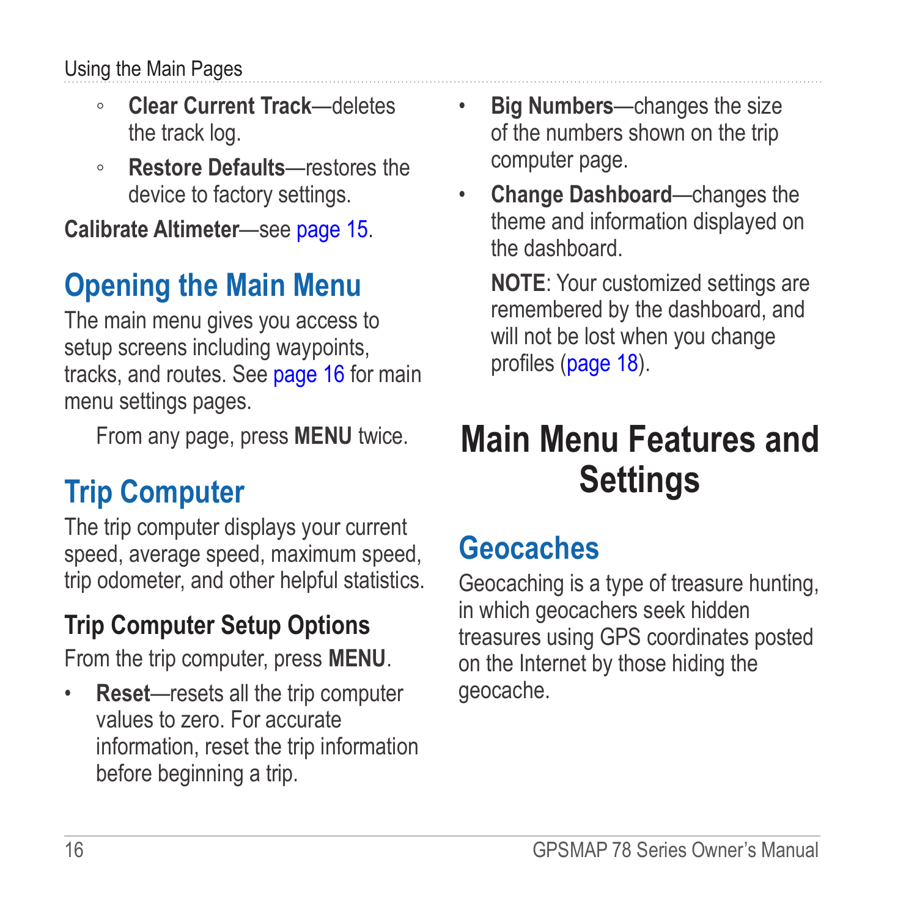- ◦ **Clear Current Track**—deletes the track log.
- ◦ **Restore Defaults**—restores the device to factory settings.

**Calibrate Altimeter**—see page 15.

## Opening the Main Menu

The main menu gives you access to setup screens including waypoints, tracks, and routes. See page 16 for main menu settings pages.

From any page, press **MENU** twice.

## Trip Computer

The trip computer displays your current speed, average speed, maximum speed, trip odometer, and other helpful statistics.

### Trip Computer Setup Options

From the trip computer, press **MENU**.

- **Reset**—resets all the trip computer values to zero. For accurate information, reset the trip information before beginning a trip.
- **Big Numbers**—changes the size of the numbers shown on the trip computer page.
- **Change Dashboard**—changes the theme and information displayed on the dashboard.

  **NOTE**: Your customized settings are remembered by the dashboard, and will not be lost when you change profiles (page 18).

# Main Menu Features and Settings

## Geocaches

Geocaching is a type of treasure hunting, in which geocachers seek hidden treasures using GPS coordinates posted on the Internet by those hiding the geocache.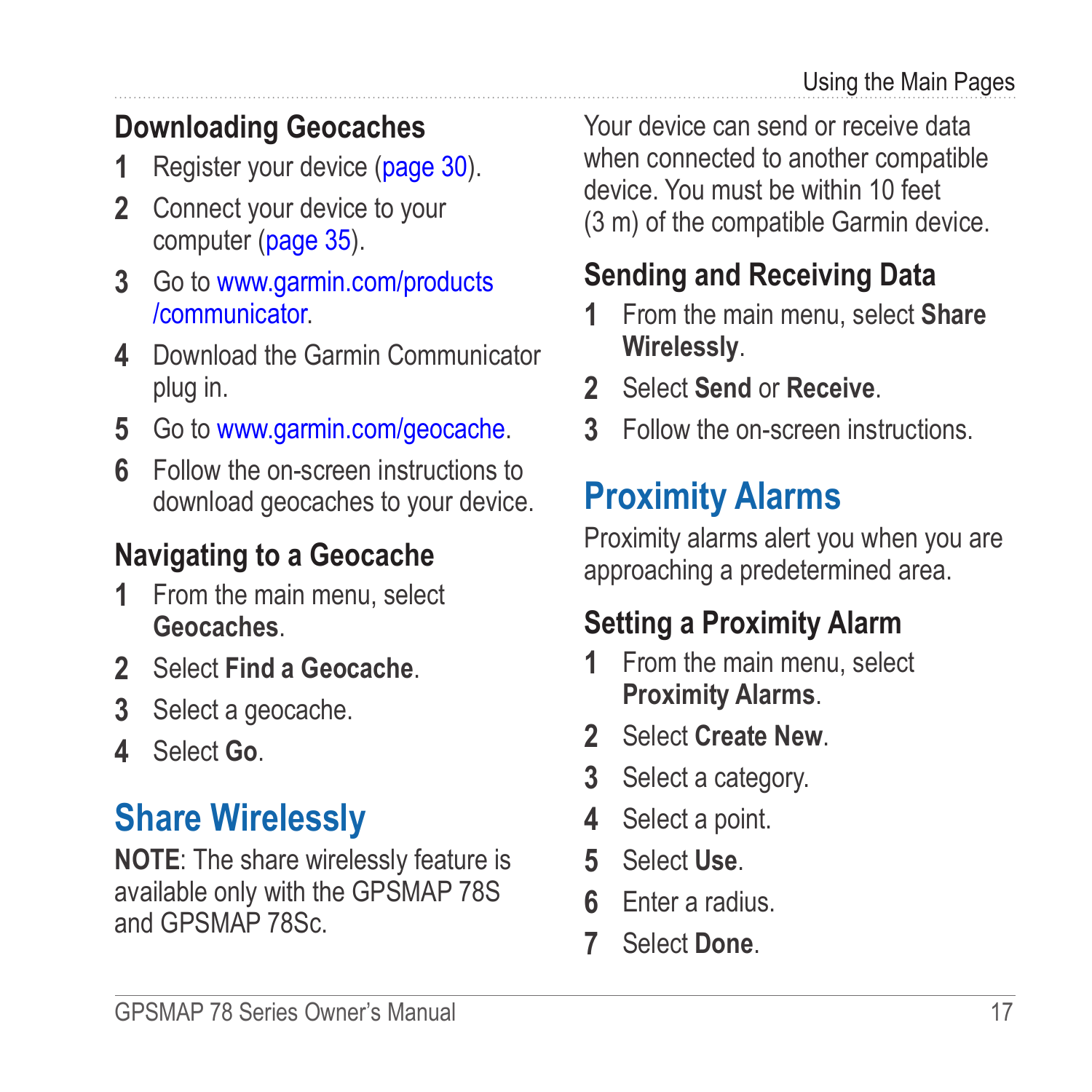### Downloading Geocaches

1. Register your device (page 30).
2. Connect your device to your computer (page 35).
3. Go to www.garmin.com/products/communicator.
4. Download the Garmin Communicator plug in.
5. Go to www.garmin.com/geocache.
6. Follow the on-screen instructions to download geocaches to your device.

### Navigating to a Geocache

1. From the main menu, select **Geocaches**.
2. Select **Find a Geocache**.
3. Select a geocache.
4. Select **Go**.

## Share Wirelessly

**NOTE**: The share wirelessly feature is available only with the GPSMAP 78S and GPSMAP 78Sc.

Your device can send or receive data when connected to another compatible device. You must be within 10 feet (3 m) of the compatible Garmin device.

### Sending and Receiving Data

1. From the main menu, select **Share Wirelessly**.
2. Select **Send** or **Receive**.
3. Follow the on-screen instructions.

## Proximity Alarms

Proximity alarms alert you when you are approaching a predetermined area.

### Setting a Proximity Alarm

1. From the main menu, select **Proximity Alarms**.
2. Select **Create New**.
3. Select a category.
4. Select a point.
5. Select **Use**.
6. Enter a radius.
7. Select **Done**.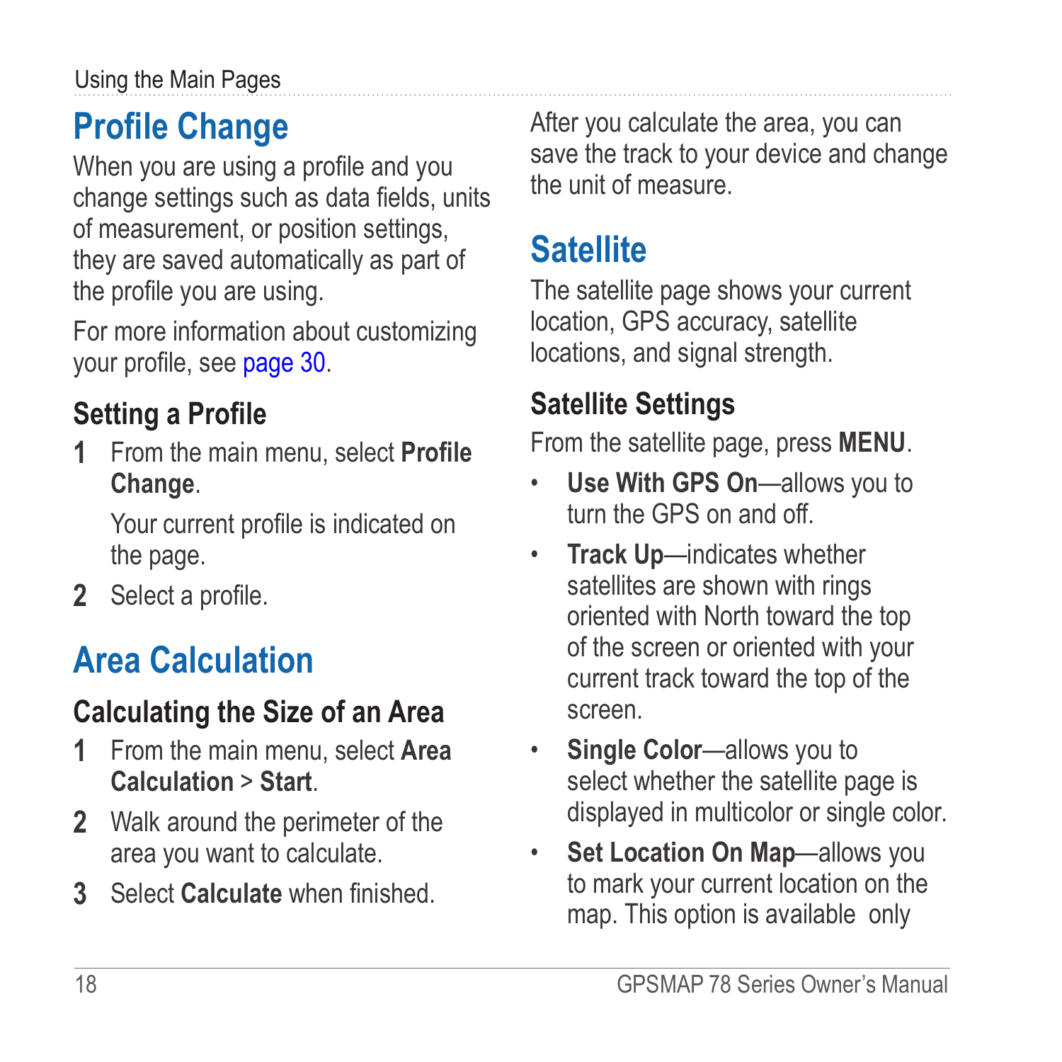# Profile Change

When you are using a profile and you change settings such as data fields, units of measurement, or position settings, they are saved automatically as part of the profile you are using.

For more information about customizing your profile, see page 30.

## Setting a Profile

1. From the main menu, select **Profile Change**.

   Your current profile is indicated on the page.

2. Select a profile.

# Area Calculation

## Calculating the Size of an Area

1. From the main menu, select **Area Calculation** > **Start**.
2. Walk around the perimeter of the area you want to calculate.
3. Select **Calculate** when finished.

After you calculate the area, you can save the track to your device and change the unit of measure.

# Satellite

The satellite page shows your current location, GPS accuracy, satellite locations, and signal strength.

## Satellite Settings

From the satellite page, press **MENU**.

- **Use With GPS On**—allows you to turn the GPS on and off.
- **Track Up**—indicates whether satellites are shown with rings oriented with North toward the top of the screen or oriented with your current track toward the top of the screen.
- **Single Color**—allows you to select whether the satellite page is displayed in multicolor or single color.
- **Set Location On Map**—allows you to mark your current location on the map. This option is available only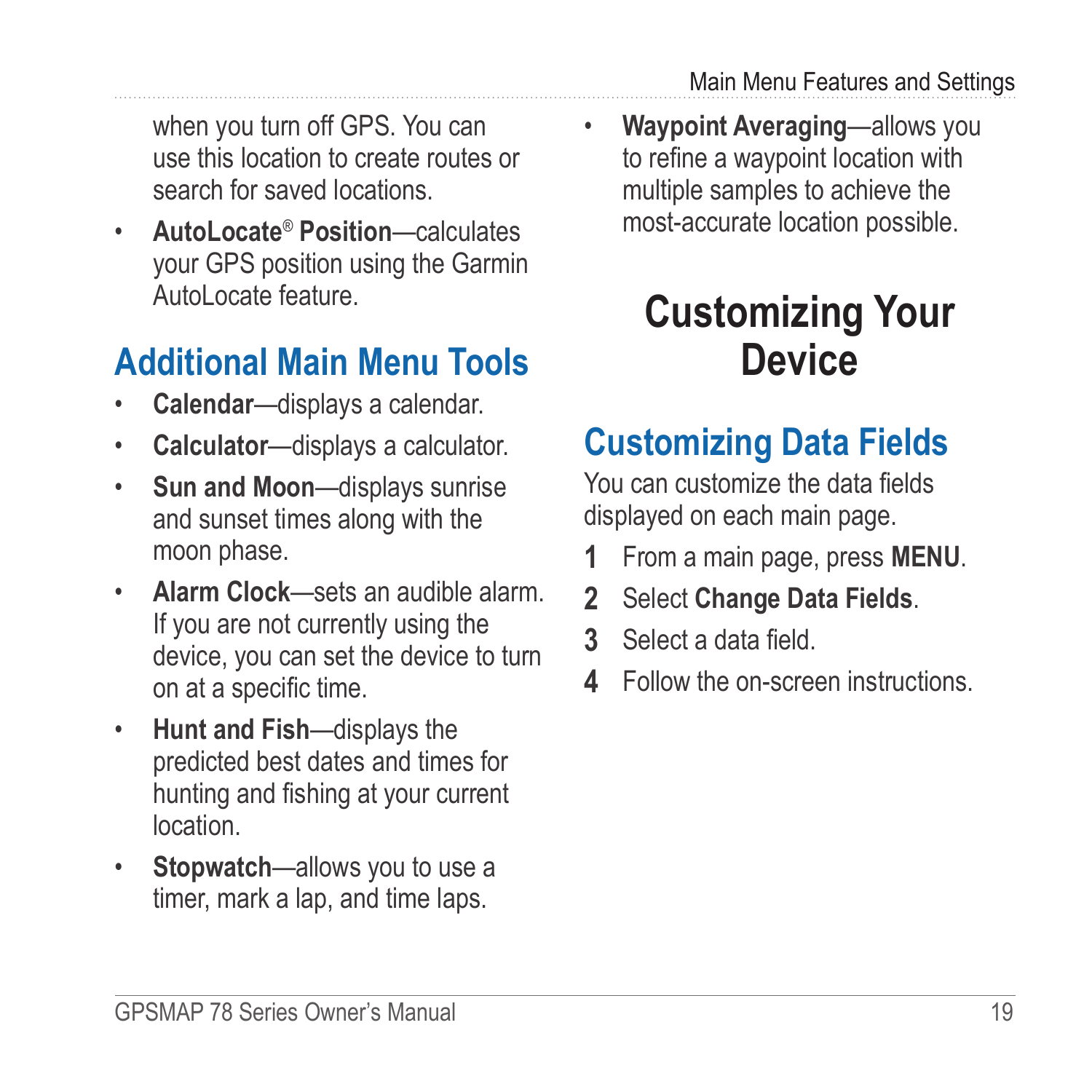when you turn off GPS. You can use this location to create routes or search for saved locations.

- **AutoLocate® Position**—calculates your GPS position using the Garmin AutoLocate feature.

## Additional Main Menu Tools

- **Calendar**—displays a calendar.
- **Calculator**—displays a calculator.
- **Sun and Moon**—displays sunrise and sunset times along with the moon phase.
- **Alarm Clock**—sets an audible alarm. If you are not currently using the device, you can set the device to turn on at a specific time.
- **Hunt and Fish**—displays the predicted best dates and times for hunting and fishing at your current location.
- **Stopwatch**—allows you to use a timer, mark a lap, and time laps.
- **Waypoint Averaging**—allows you to refine a waypoint location with multiple samples to achieve the most-accurate location possible.

# Customizing Your Device

## Customizing Data Fields

You can customize the data fields displayed on each main page.

1. From a main page, press **MENU**.
2. Select **Change Data Fields**.
3. Select a data field.
4. Follow the on-screen instructions.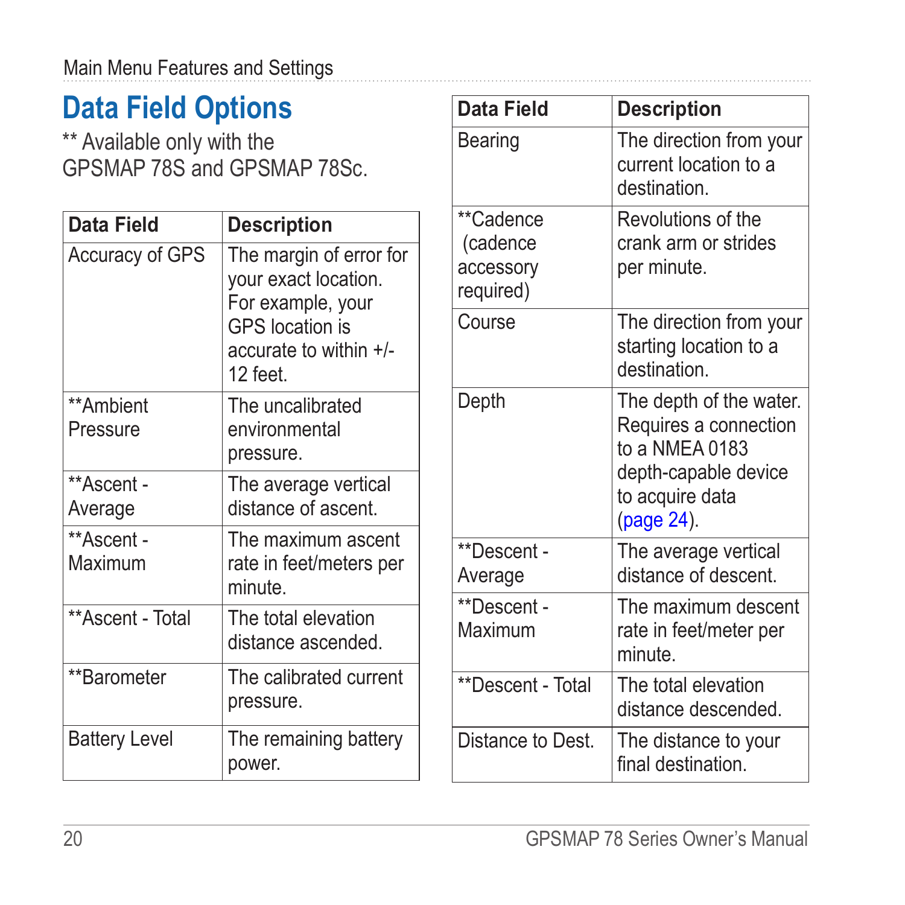## Data Field Options

** Available only with the GPSMAP 78S and GPSMAP 78Sc.

| Data Field | Description |
|---|---|
| Accuracy of GPS | The margin of error for your exact location. For example, your GPS location is accurate to within +/- 12 feet. |
| **Ambient Pressure | The uncalibrated environmental pressure. |
| **Ascent - Average | The average vertical distance of ascent. |
| **Ascent - Maximum | The maximum ascent rate in feet/meters per minute. |
| **Ascent - Total | The total elevation distance ascended. |
| **Barometer | The calibrated current pressure. |
| Battery Level | The remaining battery power. |
| Bearing | The direction from your current location to a destination. |
| **Cadence (cadence accessory required) | Revolutions of the crank arm or strides per minute. |
| Course | The direction from your starting location to a destination. |
| Depth | The depth of the water. Requires a connection to a NMEA 0183 depth-capable device to acquire data (page 24). |
| **Descent - Average | The average vertical distance of descent. |
| **Descent - Maximum | The maximum descent rate in feet/meter per minute. |
| **Descent - Total | The total elevation distance descended. |
| Distance to Dest. | The distance to your final destination. |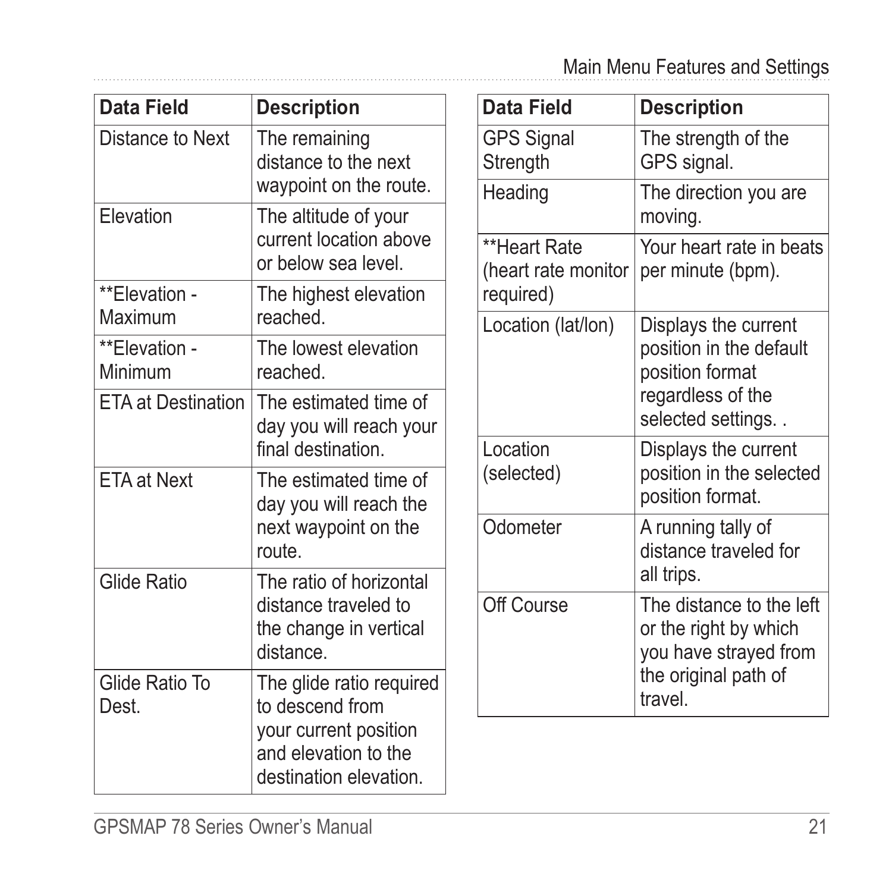| Data Field | Description |
| --- | --- |
| Distance to Next | The remaining distance to the next waypoint on the route. |
| Elevation | The altitude of your current location above or below sea level. |
| **Elevation - Maximum | The highest elevation reached. |
| **Elevation - Minimum | The lowest elevation reached. |
| ETA at Destination | The estimated time of day you will reach your final destination. |
| ETA at Next | The estimated time of day you will reach the next waypoint on the route. |
| Glide Ratio | The ratio of horizontal distance traveled to the change in vertical distance. |
| Glide Ratio To Dest. | The glide ratio required to descend from your current position and elevation to the destination elevation. |
| GPS Signal Strength | The strength of the GPS signal. |
| Heading | The direction you are moving. |
| **Heart Rate (heart rate monitor required) | Your heart rate in beats per minute (bpm). |
| Location (lat/lon) | Displays the current position in the default position format regardless of the selected settings. . |
| Location (selected) | Displays the current position in the selected position format. |
| Odometer | A running tally of distance traveled for all trips. |
| Off Course | The distance to the left or the right by which you have strayed from the original path of travel. |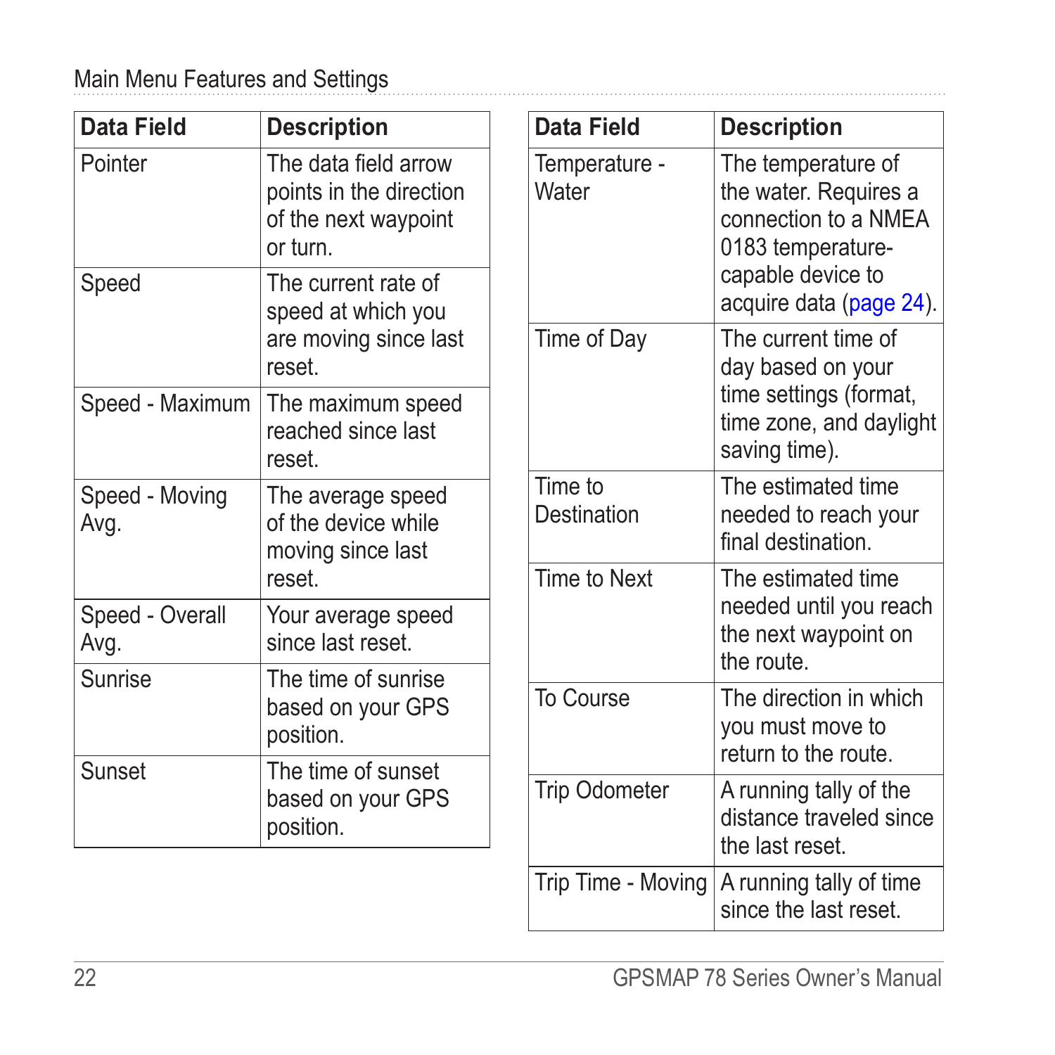| Data Field | Description |
|---|---|
| Pointer | The data field arrow points in the direction of the next waypoint or turn. |
| Speed | The current rate of speed at which you are moving since last reset. |
| Speed - Maximum | The maximum speed reached since last reset. |
| Speed - Moving Avg. | The average speed of the device while moving since last reset. |
| Speed - Overall Avg. | Your average speed since last reset. |
| Sunrise | The time of sunrise based on your GPS position. |
| Sunset | The time of sunset based on your GPS position. |
| Temperature - Water | The temperature of the water. Requires a connection to a NMEA 0183 temperature-capable device to acquire data (page 24). |
| Time of Day | The current time of day based on your time settings (format, time zone, and daylight saving time). |
| Time to Destination | The estimated time needed to reach your final destination. |
| Time to Next | The estimated time needed until you reach the next waypoint on the route. |
| To Course | The direction in which you must move to return to the route. |
| Trip Odometer | A running tally of the distance traveled since the last reset. |
| Trip Time - Moving | A running tally of time since the last reset. |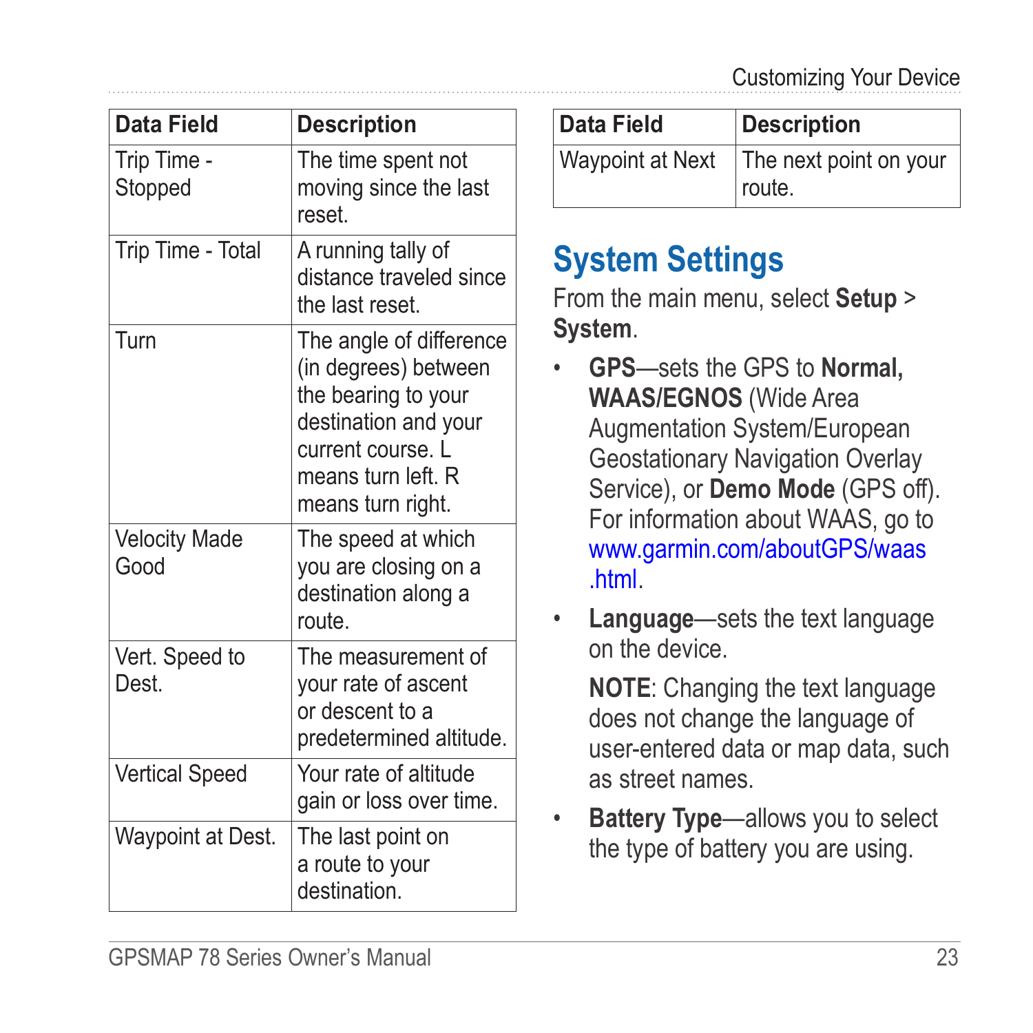| Data Field | Description |
|---|---|
| Trip Time - Stopped | The time spent not moving since the last reset. |
| Trip Time - Total | A running tally of distance traveled since the last reset. |
| Turn | The angle of difference (in degrees) between the bearing to your destination and your current course. L means turn left. R means turn right. |
| Velocity Made Good | The speed at which you are closing on a destination along a route. |
| Vert. Speed to Dest. | The measurement of your rate of ascent or descent to a predetermined altitude. |
| Vertical Speed | Your rate of altitude gain or loss over time. |
| Waypoint at Dest. | The last point on a route to your destination. |
| Waypoint at Next | The next point on your route. |

## System Settings

From the main menu, select **Setup** > **System**.

- **GPS**—sets the GPS to **Normal, WAAS/EGNOS** (Wide Area Augmentation System/European Geostationary Navigation Overlay Service), or **Demo Mode** (GPS off). For information about WAAS, go to www.garmin.com/aboutGPS/waas.html.
- **Language**—sets the text language on the device.

  **NOTE**: Changing the text language does not change the language of user-entered data or map data, such as street names.
- **Battery Type**—allows you to select the type of battery you are using.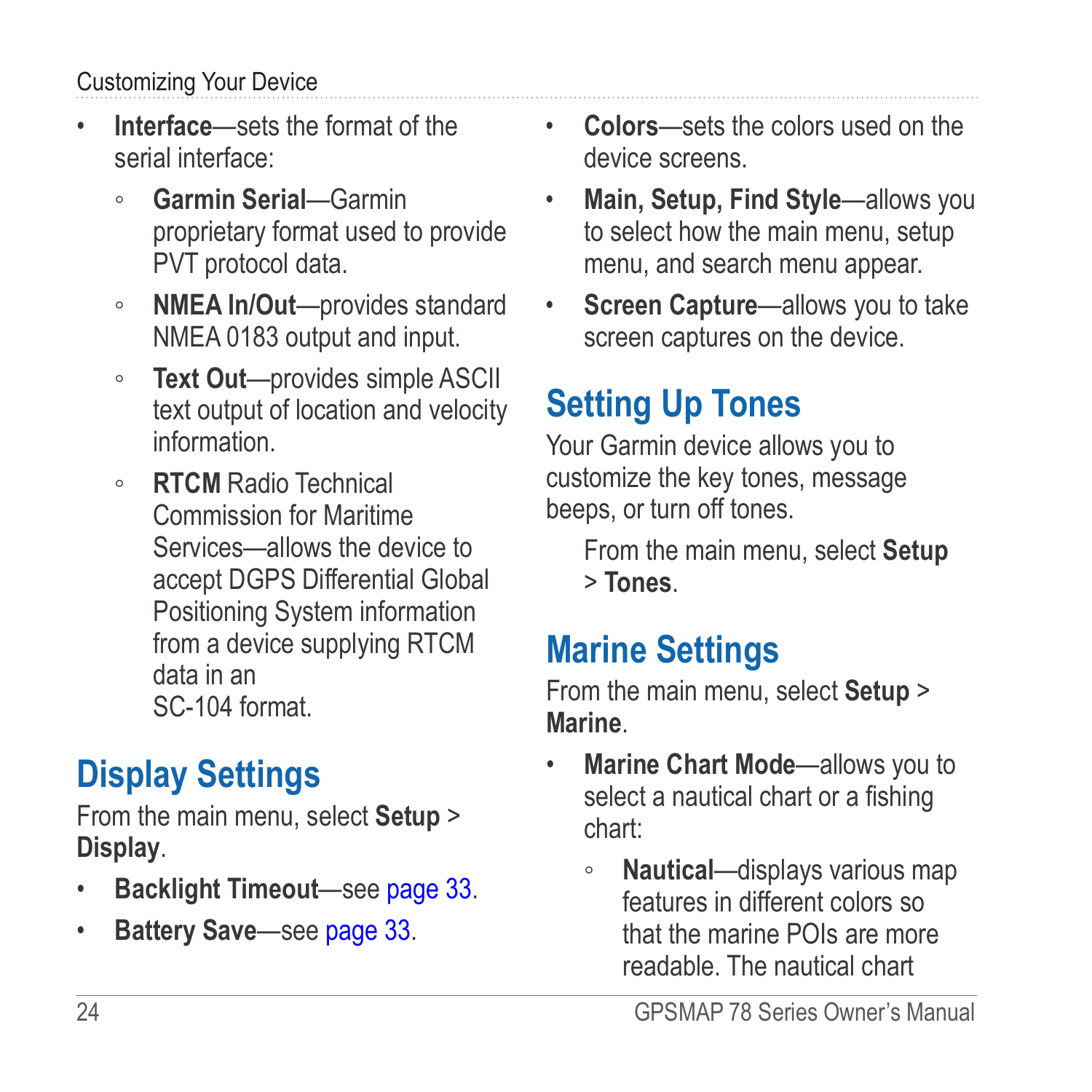- **Interface**—sets the format of the serial interface:
    - **Garmin Serial**—Garmin proprietary format used to provide PVT protocol data.
    - **NMEA In/Out**—provides standard NMEA 0183 output and input.
    - **Text Out**—provides simple ASCII text output of location and velocity information.
    - **RTCM** Radio Technical Commission for Maritime Services—allows the device to accept DGPS Differential Global Positioning System information from a device supplying RTCM data in an SC-104 format.

## Display Settings

From the main menu, select **Setup** > **Display**.

- **Backlight Timeout**—see page 33.
- **Battery Save**—see page 33.
- **Colors**—sets the colors used on the device screens.
- **Main, Setup, Find Style**—allows you to select how the main menu, setup menu, and search menu appear.
- **Screen Capture**—allows you to take screen captures on the device.

## Setting Up Tones

Your Garmin device allows you to customize the key tones, message beeps, or turn off tones.

From the main menu, select **Setup** > **Tones**.

## Marine Settings

From the main menu, select **Setup** > **Marine**.

- **Marine Chart Mode**—allows you to select a nautical chart or a fishing chart:
    - **Nautical**—displays various map features in different colors so that the marine POIs are more readable. The nautical chart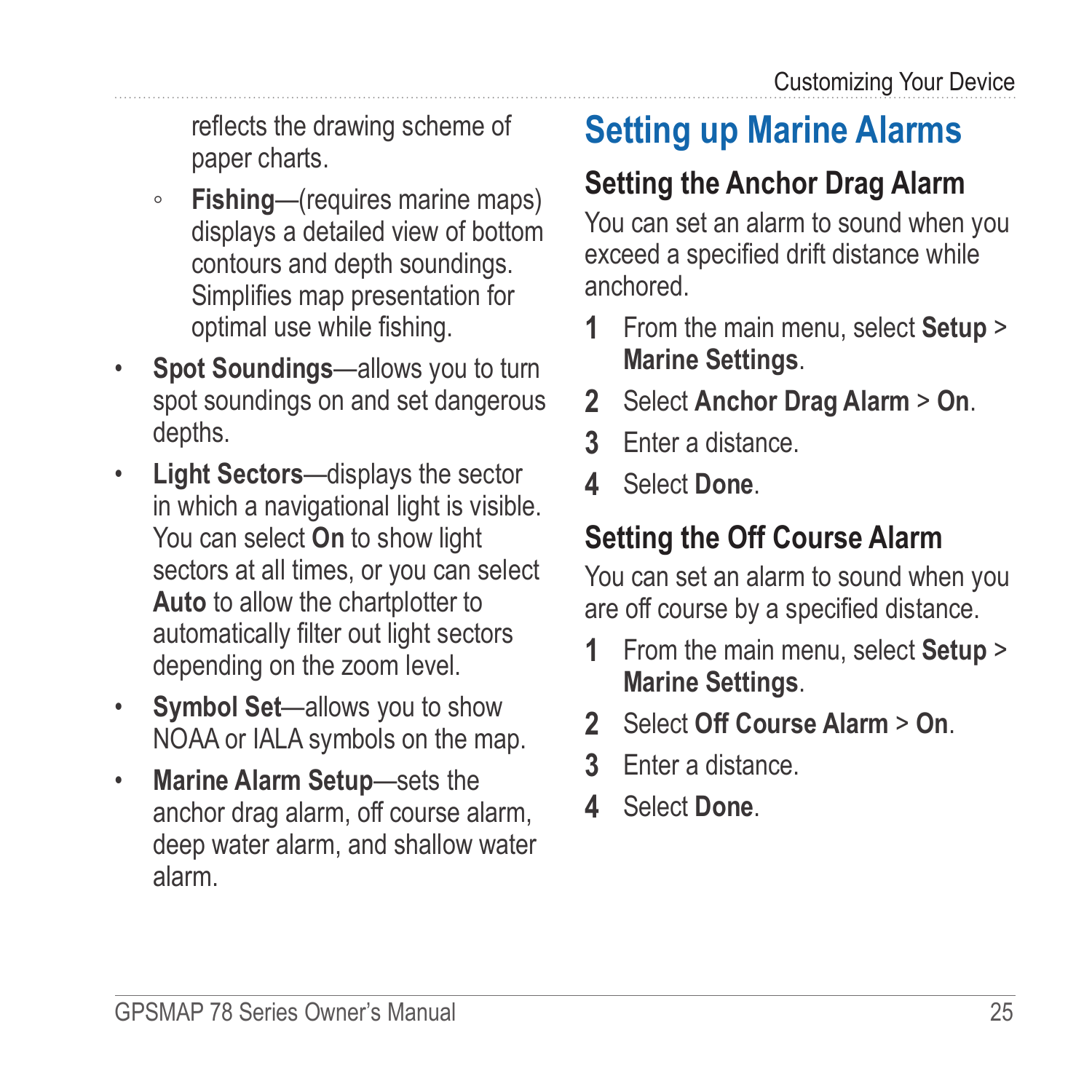reflects the drawing scheme of paper charts.

    - **Fishing**—(requires marine maps) displays a detailed view of bottom contours and depth soundings. Simplifies map presentation for optimal use while fishing.

- **Spot Soundings**—allows you to turn spot soundings on and set dangerous depths.
- **Light Sectors**—displays the sector in which a navigational light is visible. You can select **On** to show light sectors at all times, or you can select **Auto** to allow the chartplotter to automatically filter out light sectors depending on the zoom level.
- **Symbol Set**—allows you to show NOAA or IALA symbols on the map.
- **Marine Alarm Setup**—sets the anchor drag alarm, off course alarm, deep water alarm, and shallow water alarm.

## Setting up Marine Alarms

### Setting the Anchor Drag Alarm

You can set an alarm to sound when you exceed a specified drift distance while anchored.

1. From the main menu, select **Setup** > **Marine Settings**.
2. Select **Anchor Drag Alarm** > **On**.
3. Enter a distance.
4. Select **Done**.

### Setting the Off Course Alarm

You can set an alarm to sound when you are off course by a specified distance.

1. From the main menu, select **Setup** > **Marine Settings**.
2. Select **Off Course Alarm** > **On**.
3. Enter a distance.
4. Select **Done**.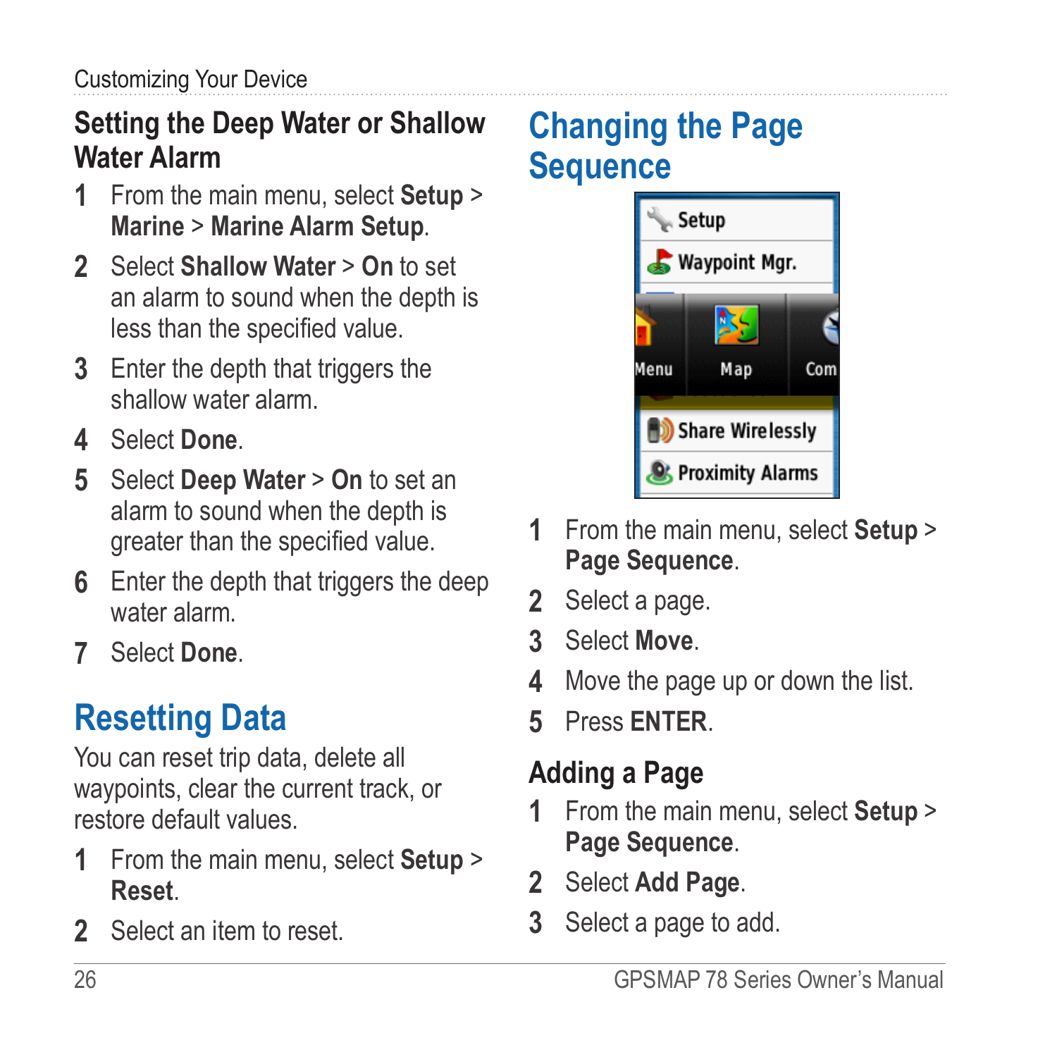## Setting the Deep Water or Shallow Water Alarm

1. From the main menu, select **Setup** > **Marine** > **Marine Alarm Setup**.
2. Select **Shallow Water** > **On** to set an alarm to sound when the depth is less than the specified value.
3. Enter the depth that triggers the shallow water alarm.
4. Select **Done**.
5. Select **Deep Water** > **On** to set an alarm to sound when the depth is greater than the specified value.
6. Enter the depth that triggers the deep water alarm.
7. Select **Done**.

# Resetting Data

You can reset trip data, delete all waypoints, clear the current track, or restore default values.

1. From the main menu, select **Setup** > **Reset**.
2. Select an item to reset.

# Changing the Page Sequence

1. From the main menu, select **Setup** > **Page Sequence**.
2. Select a page.
3. Select **Move**.
4. Move the page up or down the list.
5. Press **ENTER**.

## Adding a Page

1. From the main menu, select **Setup** > **Page Sequence**.
2. Select **Add Page**.
3. Select a page to add.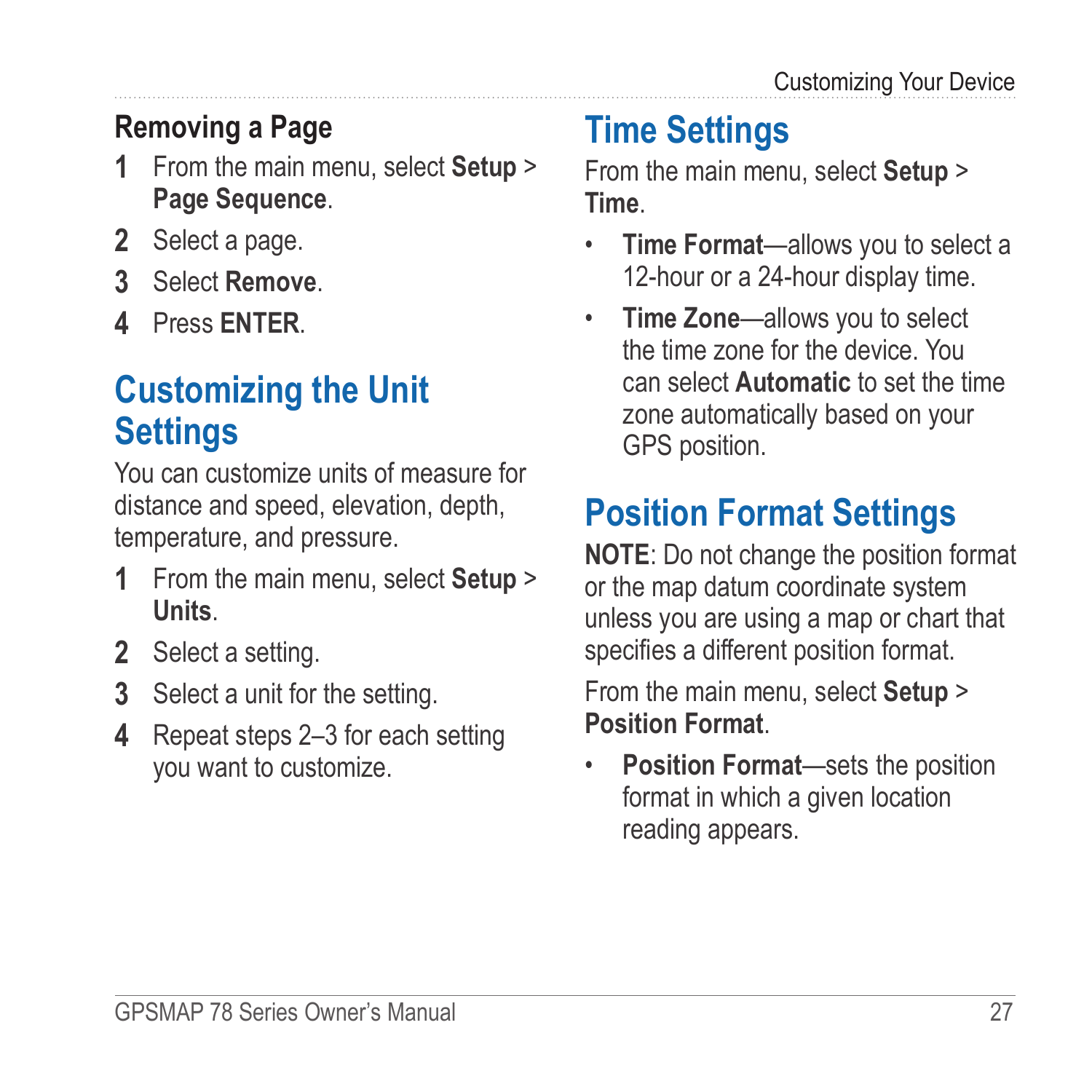### Removing a Page

1. From the main menu, select **Setup** > **Page Sequence**.
2. Select a page.
3. Select **Remove**.
4. Press **ENTER**.

## Customizing the Unit Settings

You can customize units of measure for distance and speed, elevation, depth, temperature, and pressure.

1. From the main menu, select **Setup** > **Units**.
2. Select a setting.
3. Select a unit for the setting.
4. Repeat steps 2–3 for each setting you want to customize.

## Time Settings

From the main menu, select **Setup** > **Time**.

- **Time Format**—allows you to select a 12-hour or a 24-hour display time.
- **Time Zone**—allows you to select the time zone for the device. You can select **Automatic** to set the time zone automatically based on your GPS position.

## Position Format Settings

**NOTE**: Do not change the position format or the map datum coordinate system unless you are using a map or chart that specifies a different position format.

From the main menu, select **Setup** > **Position Format**.

- **Position Format**—sets the position format in which a given location reading appears.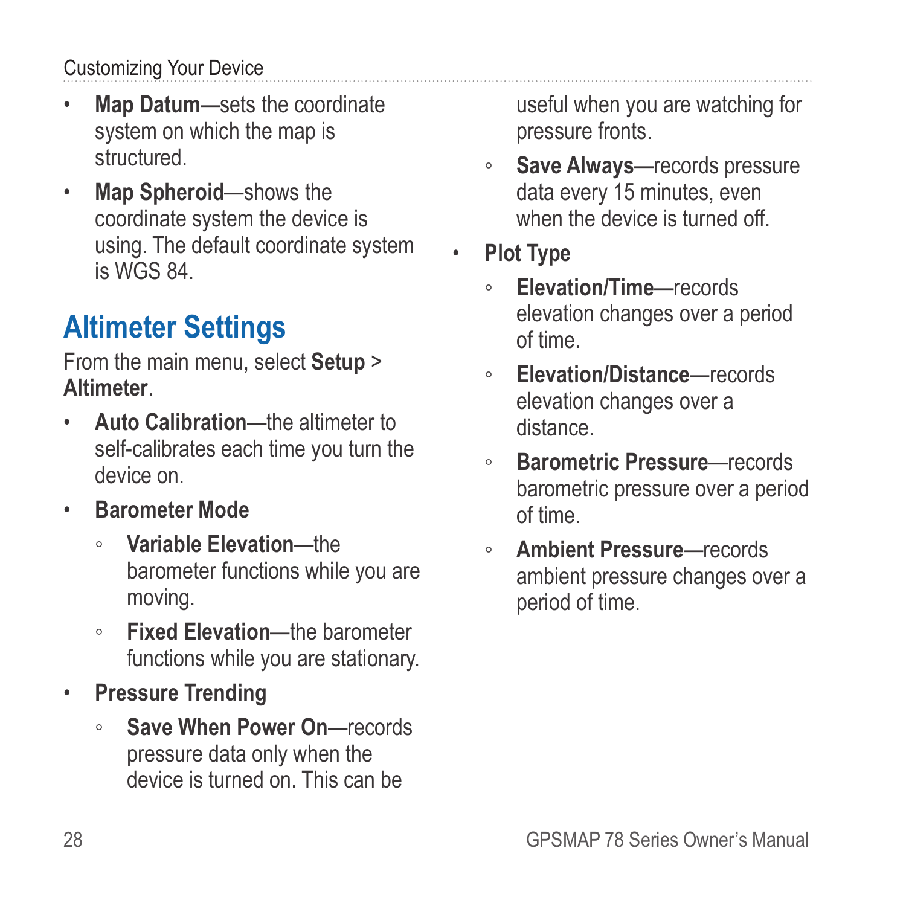- **Map Datum**—sets the coordinate system on which the map is structured.
- **Map Spheroid**—shows the coordinate system the device is using. The default coordinate system is WGS 84.

## Altimeter Settings

From the main menu, select **Setup** > **Altimeter**.

- **Auto Calibration**—the altimeter to self-calibrates each time you turn the device on.
- **Barometer Mode**
    - **Variable Elevation**—the barometer functions while you are moving.
    - **Fixed Elevation**—the barometer functions while you are stationary.
- **Pressure Trending**
    - **Save When Power On**—records pressure data only when the device is turned on. This can be useful when you are watching for pressure fronts.
    - **Save Always**—records pressure data every 15 minutes, even when the device is turned off.
- **Plot Type**
    - **Elevation/Time**—records elevation changes over a period of time.
    - **Elevation/Distance**—records elevation changes over a distance.
    - **Barometric Pressure**—records barometric pressure over a period of time.
    - **Ambient Pressure**—records ambient pressure changes over a period of time.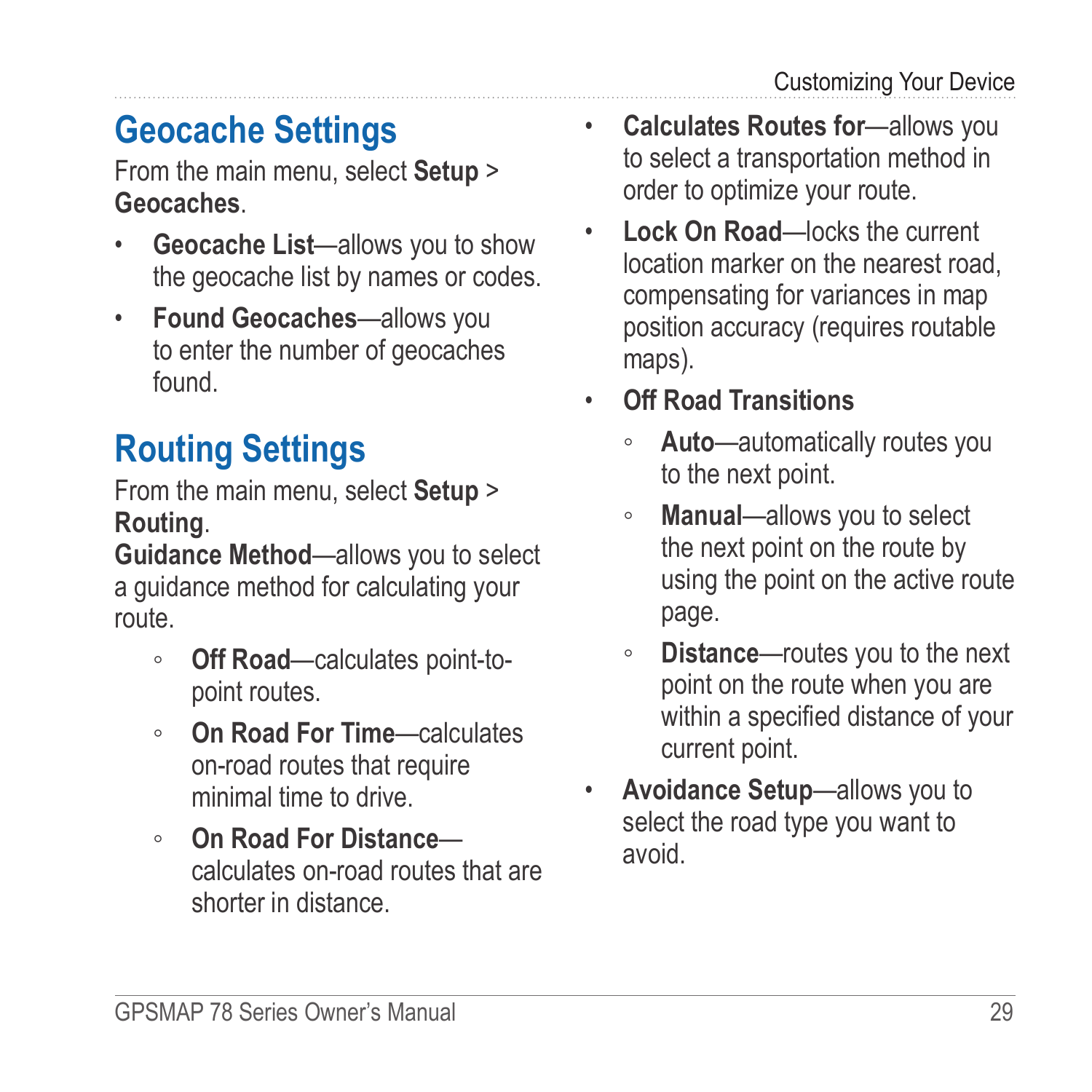## Geocache Settings

From the main menu, select **Setup** > **Geocaches**.

- **Geocache List**—allows you to show the geocache list by names or codes.
- **Found Geocaches**—allows you to enter the number of geocaches found.

## Routing Settings

From the main menu, select **Setup** > **Routing**.

**Guidance Method**—allows you to select a guidance method for calculating your route.

- **Off Road**—calculates point-to-point routes.
- **On Road For Time**—calculates on-road routes that require minimal time to drive.
- **On Road For Distance**—calculates on-road routes that are shorter in distance.

- **Calculates Routes for**—allows you to select a transportation method in order to optimize your route.
- **Lock On Road**—locks the current location marker on the nearest road, compensating for variances in map position accuracy (requires routable maps).
- **Off Road Transitions**
  - **Auto**—automatically routes you to the next point.
  - **Manual**—allows you to select the next point on the route by using the point on the active route page.
  - **Distance**—routes you to the next point on the route when you are within a specified distance of your current point.
- **Avoidance Setup**—allows you to select the road type you want to avoid.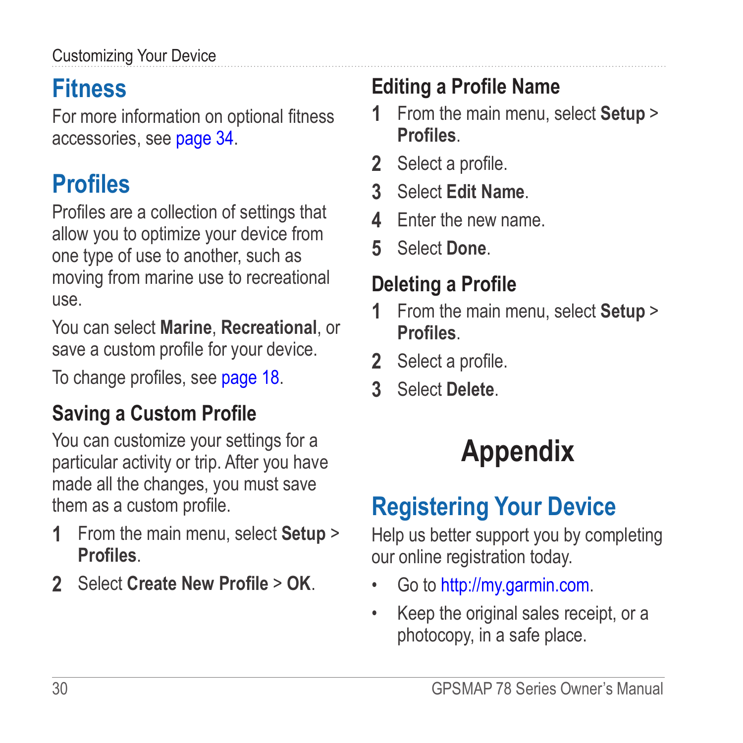## Fitness

For more information on optional fitness accessories, see page 34.

## Profiles

Profiles are a collection of settings that allow you to optimize your device from one type of use to another, such as moving from marine use to recreational use.

You can select **Marine**, **Recreational**, or save a custom profile for your device.

To change profiles, see page 18.

### Saving a Custom Profile

You can customize your settings for a particular activity or trip. After you have made all the changes, you must save them as a custom profile.

1. From the main menu, select **Setup** > **Profiles**.
2. Select **Create New Profile** > **OK**.

### Editing a Profile Name

1. From the main menu, select **Setup** > **Profiles**.
2. Select a profile.
3. Select **Edit Name**.
4. Enter the new name.
5. Select **Done**.

### Deleting a Profile

1. From the main menu, select **Setup** > **Profiles**.
2. Select a profile.
3. Select **Delete**.

# Appendix

## Registering Your Device

Help us better support you by completing our online registration today.

- Go to http://my.garmin.com.
- Keep the original sales receipt, or a photocopy, in a safe place.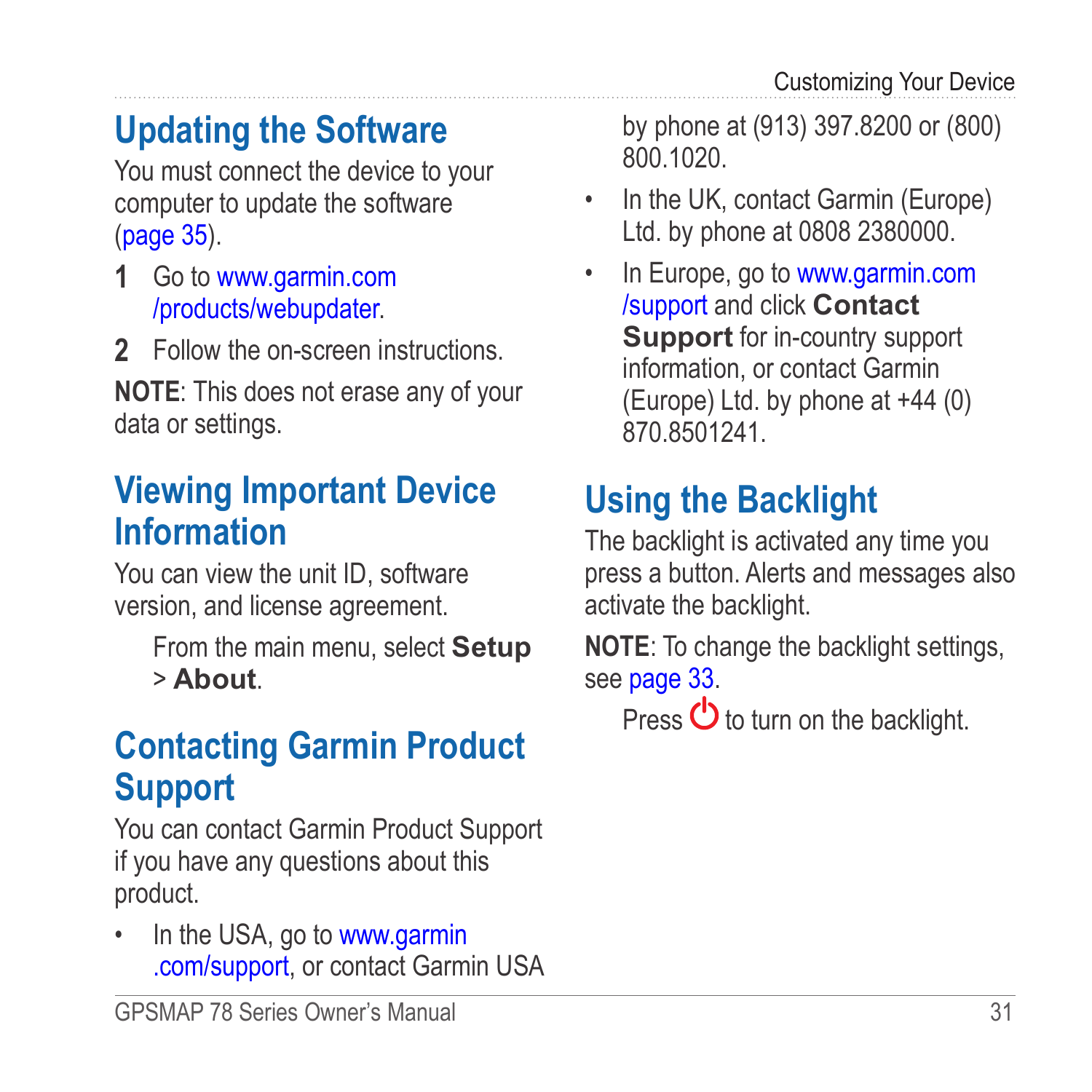## Updating the Software

You must connect the device to your computer to update the software (page 35).

1. Go to www.garmin.com/products/webupdater.
2. Follow the on-screen instructions.

**NOTE**: This does not erase any of your data or settings.

## Viewing Important Device Information

You can view the unit ID, software version, and license agreement.

From the main menu, select **Setup** > **About**.

## Contacting Garmin Product Support

You can contact Garmin Product Support if you have any questions about this product.

- In the USA, go to www.garmin.com/support, or contact Garmin USA by phone at (913) 397.8200 or (800) 800.1020.
- In the UK, contact Garmin (Europe) Ltd. by phone at 0808 2380000.
- In Europe, go to www.garmin.com/support and click **Contact Support** for in-country support information, or contact Garmin (Europe) Ltd. by phone at +44 (0) 870.8501241.

## Using the Backlight

The backlight is activated any time you press a button. Alerts and messages also activate the backlight.

**NOTE**: To change the backlight settings, see page 33.

Press ⏻ to turn on the backlight.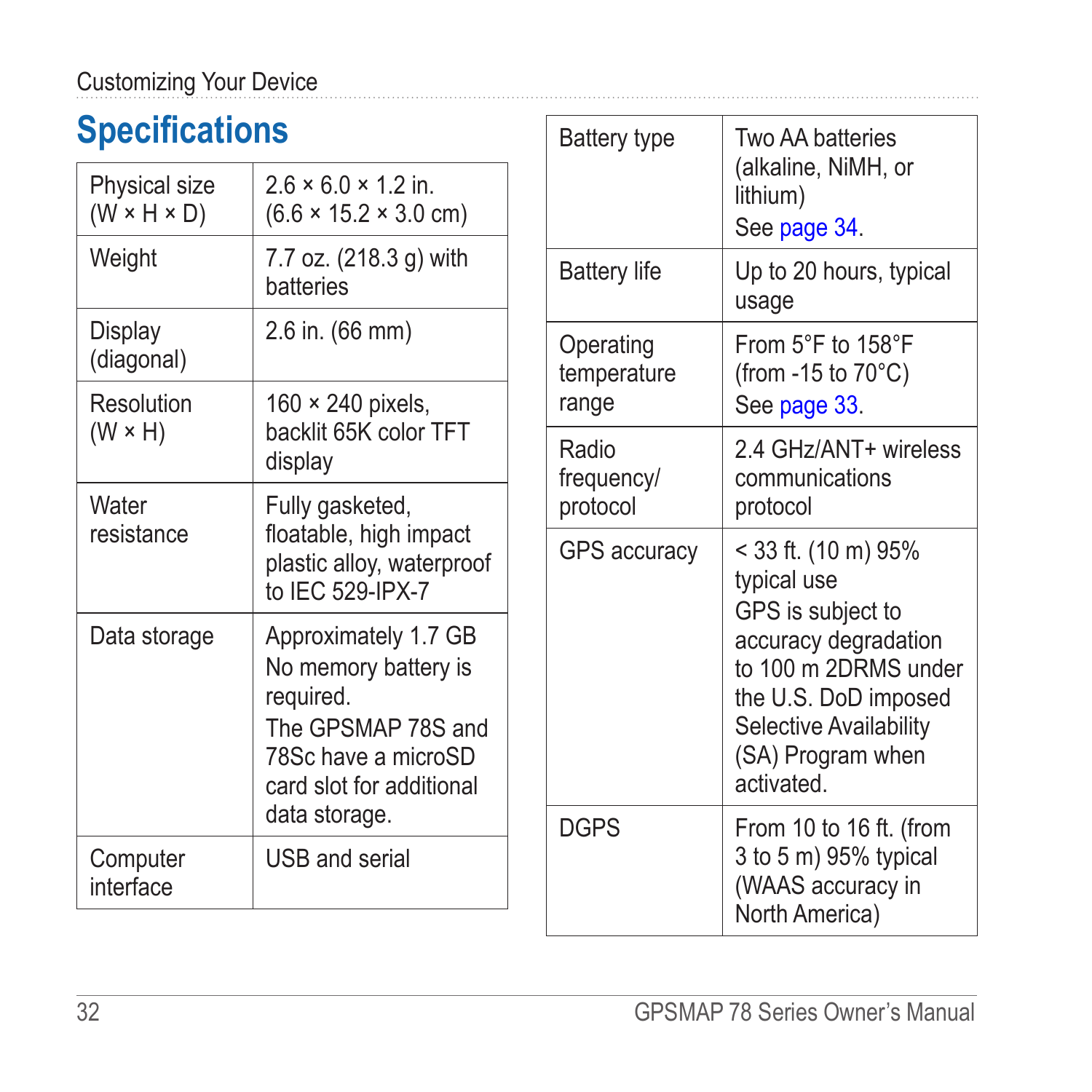## Specifications

| | |
|---|---|
| Physical size (W × H × D) | 2.6 × 6.0 × 1.2 in. (6.6 × 15.2 × 3.0 cm) |
| Weight | 7.7 oz. (218.3 g) with batteries |
| Display (diagonal) | 2.6 in. (66 mm) |
| Resolution (W × H) | 160 × 240 pixels, backlit 65K color TFT display |
| Water resistance | Fully gasketed, floatable, high impact plastic alloy, waterproof to IEC 529-IPX-7 |
| Data storage | Approximately 1.7 GB No memory battery is required. The GPSMAP 78S and 78Sc have a microSD card slot for additional data storage. |
| Computer interface | USB and serial |
| Battery type | Two AA batteries (alkaline, NiMH, or lithium) See page 34. |
| Battery life | Up to 20 hours, typical usage |
| Operating temperature range | From 5°F to 158°F (from -15 to 70°C) See page 33. |
| Radio frequency/ protocol | 2.4 GHz/ANT+ wireless communications protocol |
| GPS accuracy | < 33 ft. (10 m) 95% typical use GPS is subject to accuracy degradation to 100 m 2DRMS under the U.S. DoD imposed Selective Availability (SA) Program when activated. |
| DGPS | From 10 to 16 ft. (from 3 to 5 m) 95% typical (WAAS accuracy in North America) |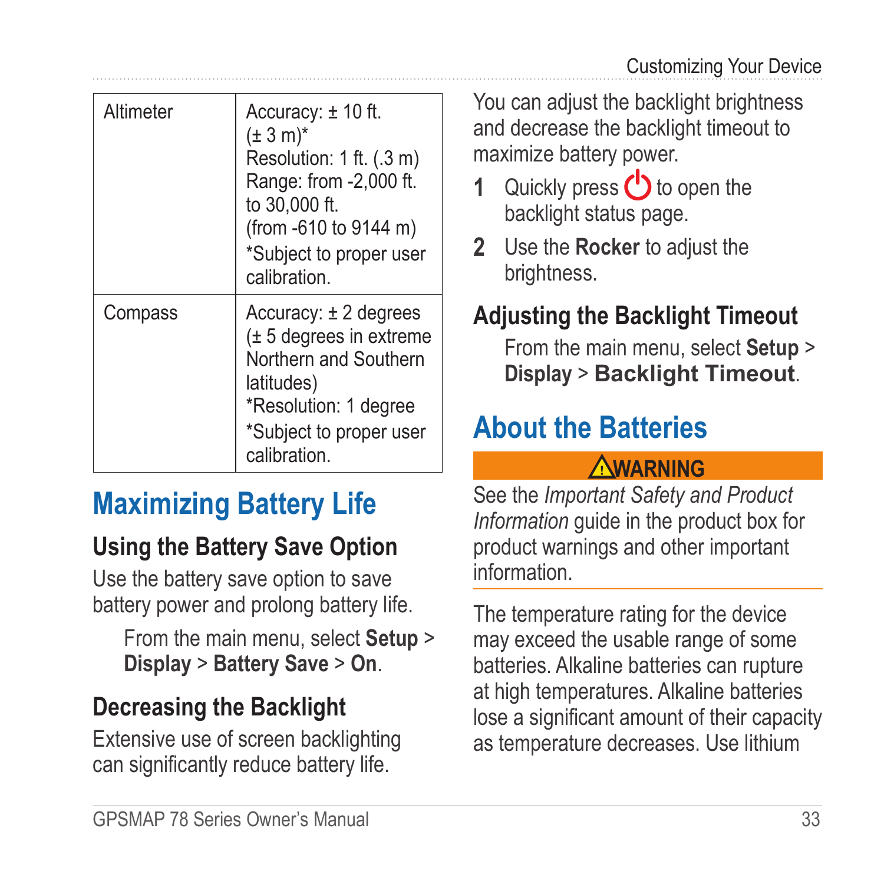| Altimeter | Accuracy: ± 10 ft. (± 3 m)*<br>Resolution: 1 ft. (.3 m)<br>Range: from -2,000 ft. to 30,000 ft.<br>(from -610 to 9144 m)<br>*Subject to proper user calibration. |
|---|---|
| Compass | Accuracy: ± 2 degrees (± 5 degrees in extreme Northern and Southern latitudes)<br>*Resolution: 1 degree<br>*Subject to proper user calibration. |

## Maximizing Battery Life

### Using the Battery Save Option

Use the battery save option to save battery power and prolong battery life.

From the main menu, select **Setup** > **Display** > **Battery Save** > **On**.

### Decreasing the Backlight

Extensive use of screen backlighting can significantly reduce battery life.

You can adjust the backlight brightness and decrease the backlight timeout to maximize battery power.

1. Quickly press ⏻ to open the backlight status page.
2. Use the **Rocker** to adjust the brightness.

### Adjusting the Backlight Timeout

From the main menu, select **Setup** > **Display** > **Backlight Timeout**.

## About the Batteries

**⚠WARNING**

See the *Important Safety and Product Information* guide in the product box for product warnings and other important information.

The temperature rating for the device may exceed the usable range of some batteries. Alkaline batteries can rupture at high temperatures. Alkaline batteries lose a significant amount of their capacity as temperature decreases. Use lithium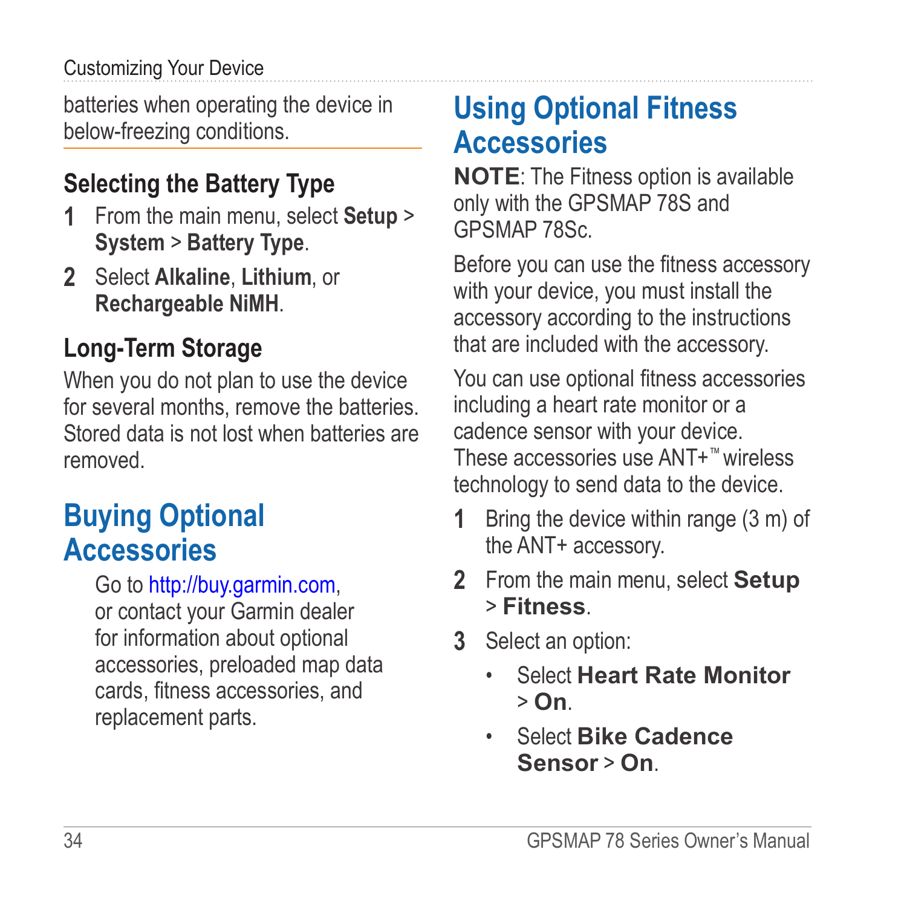batteries when operating the device in below-freezing conditions.

### Selecting the Battery Type

1. From the main menu, select **Setup** > **System** > **Battery Type**.
2. Select **Alkaline**, **Lithium**, or **Rechargeable NiMH**.

### Long-Term Storage

When you do not plan to use the device for several months, remove the batteries. Stored data is not lost when batteries are removed.

## Buying Optional Accessories

Go to http://buy.garmin.com, or contact your Garmin dealer for information about optional accessories, preloaded map data cards, fitness accessories, and replacement parts.

## Using Optional Fitness Accessories

**NOTE**: The Fitness option is available only with the GPSMAP 78S and GPSMAP 78Sc.

Before you can use the fitness accessory with your device, you must install the accessory according to the instructions that are included with the accessory.

You can use optional fitness accessories including a heart rate monitor or a cadence sensor with your device. These accessories use ANT+™ wireless technology to send data to the device.

1. Bring the device within range (3 m) of the ANT+ accessory.
2. From the main menu, select **Setup** > **Fitness**.
3. Select an option:
   - Select **Heart Rate Monitor** > **On**.
   - Select **Bike Cadence Sensor** > **On**.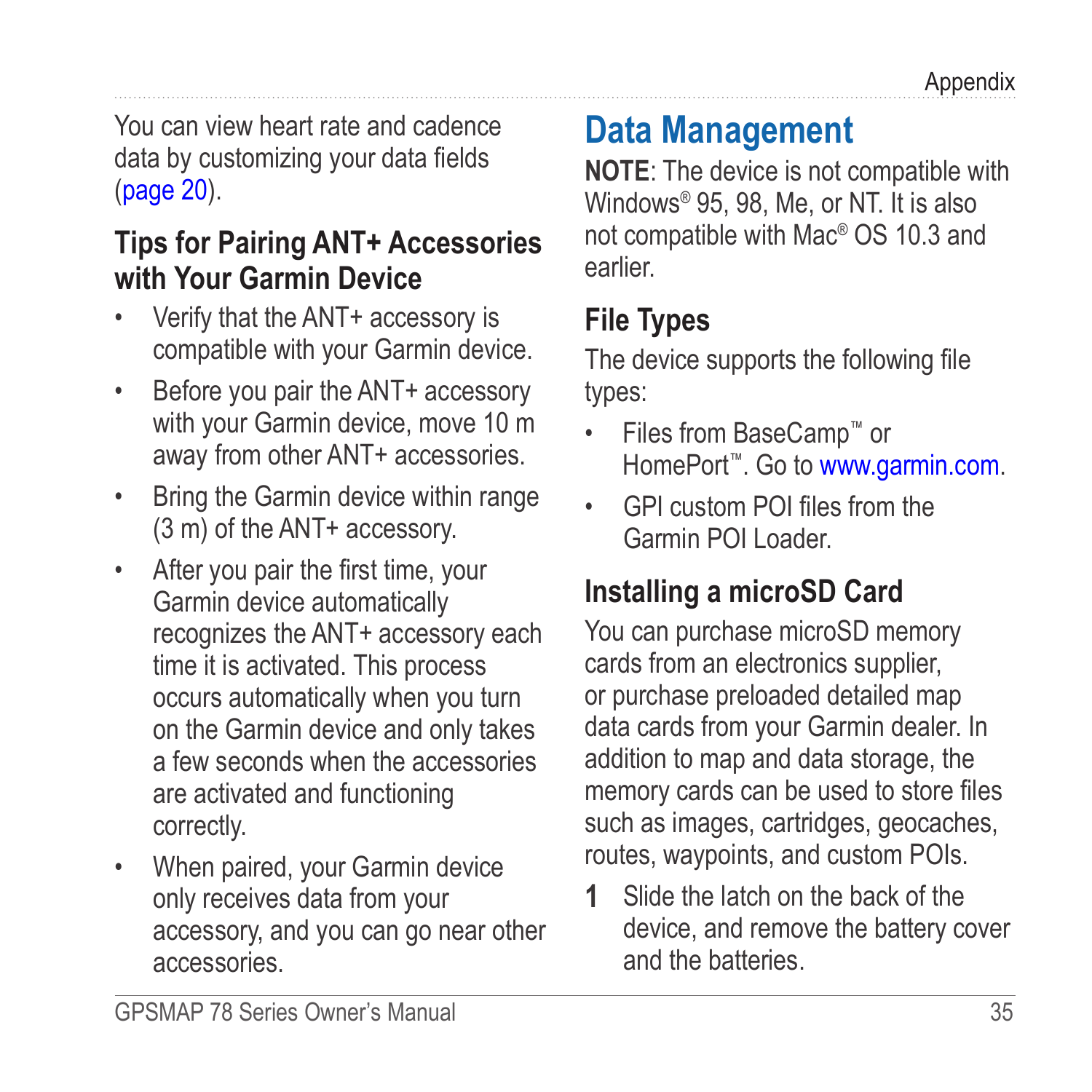You can view heart rate and cadence data by customizing your data fields (page 20).

### Tips for Pairing ANT+ Accessories with Your Garmin Device

- Verify that the ANT+ accessory is compatible with your Garmin device.
- Before you pair the ANT+ accessory with your Garmin device, move 10 m away from other ANT+ accessories.
- Bring the Garmin device within range (3 m) of the ANT+ accessory.
- After you pair the first time, your Garmin device automatically recognizes the ANT+ accessory each time it is activated. This process occurs automatically when you turn on the Garmin device and only takes a few seconds when the accessories are activated and functioning correctly.
- When paired, your Garmin device only receives data from your accessory, and you can go near other accessories.

## Data Management

**NOTE**: The device is not compatible with Windows® 95, 98, Me, or NT. It is also not compatible with Mac® OS 10.3 and earlier.

### File Types

The device supports the following file types:

- Files from BaseCamp™ or HomePort™. Go to www.garmin.com.
- GPI custom POI files from the Garmin POI Loader.

### Installing a microSD Card

You can purchase microSD memory cards from an electronics supplier, or purchase preloaded detailed map data cards from your Garmin dealer. In addition to map and data storage, the memory cards can be used to store files such as images, cartridges, geocaches, routes, waypoints, and custom POIs.

1. Slide the latch on the back of the device, and remove the battery cover and the batteries.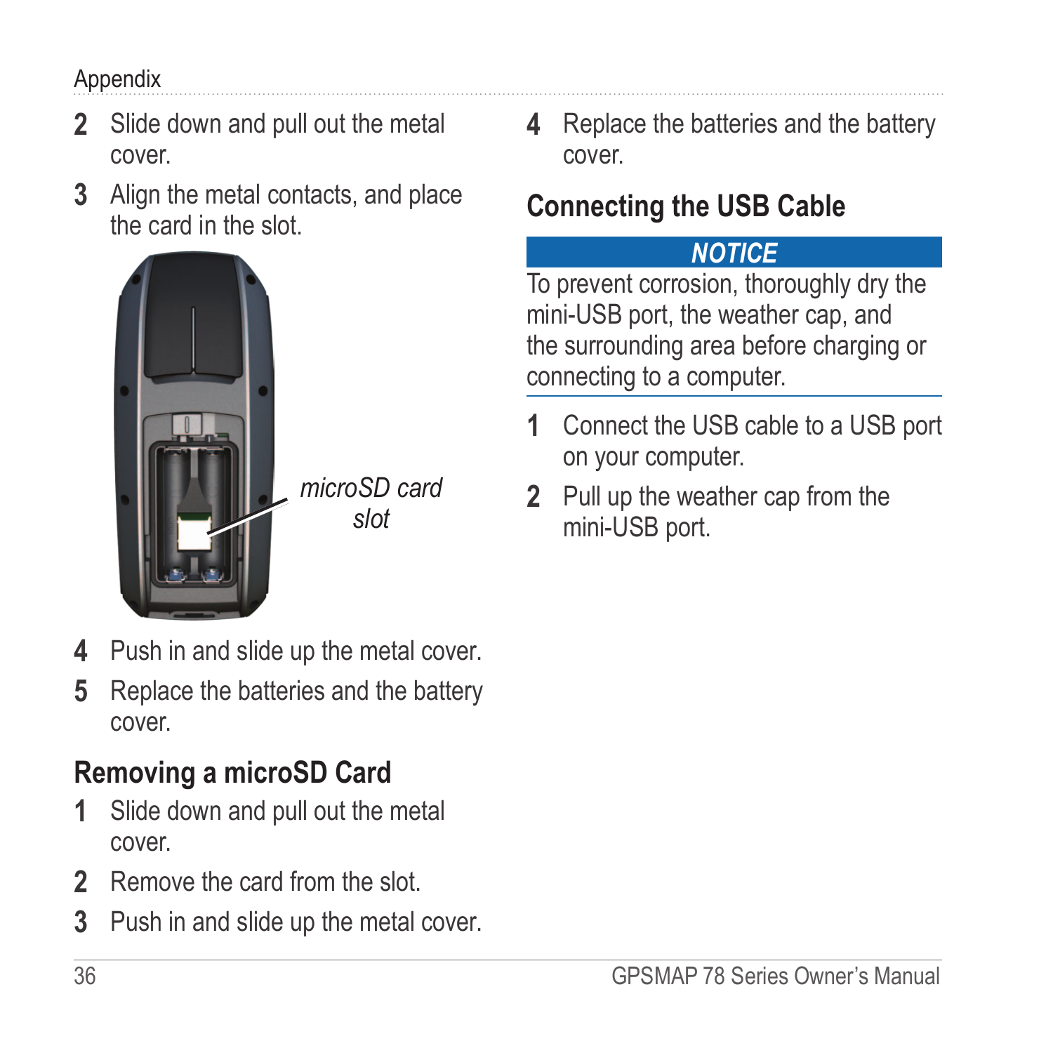2. Slide down and pull out the metal cover.
3. Align the metal contacts, and place the card in the slot.

microSD card slot

4. Push in and slide up the metal cover.
5. Replace the batteries and the battery cover.

## Removing a microSD Card

1. Slide down and pull out the metal cover.
2. Remove the card from the slot.
3. Push in and slide up the metal cover.
4. Replace the batteries and the battery cover.

## Connecting the USB Cable

***NOTICE***

To prevent corrosion, thoroughly dry the mini-USB port, the weather cap, and the surrounding area before charging or connecting to a computer.

1. Connect the USB cable to a USB port on your computer.
2. Pull up the weather cap from the mini-USB port.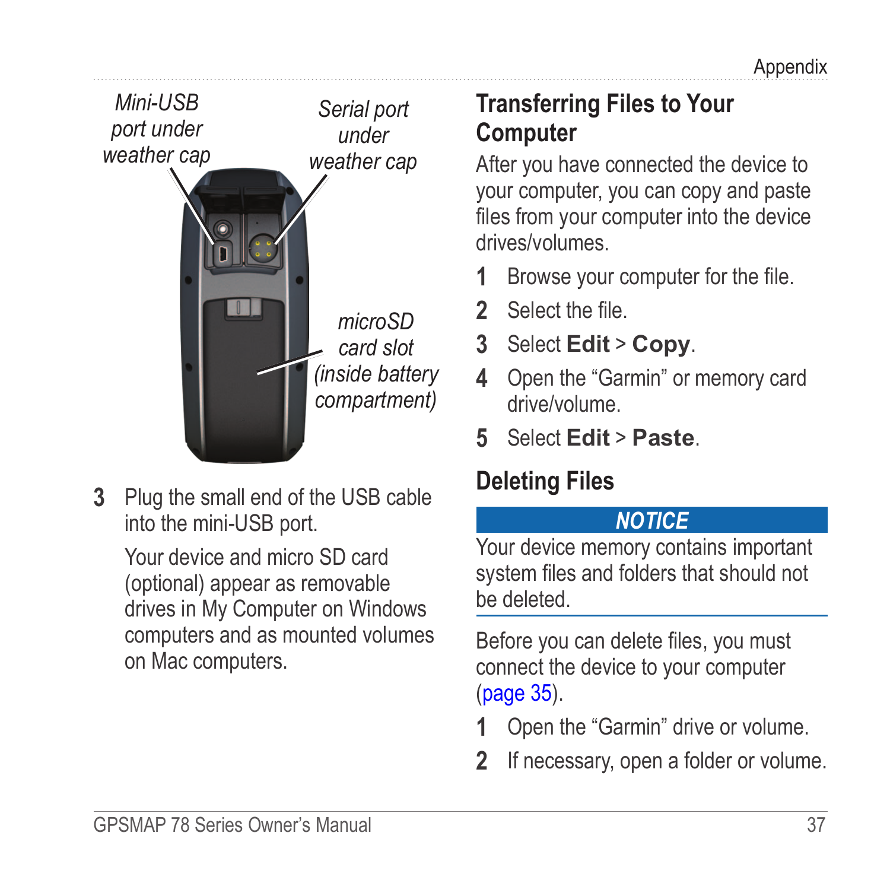Mini-USB port under weather cap

Serial port under weather cap

microSD card slot (inside battery compartment)

3 Plug the small end of the USB cable into the mini-USB port.

   Your device and micro SD card (optional) appear as removable drives in My Computer on Windows computers and as mounted volumes on Mac computers.

## Transferring Files to Your Computer

After you have connected the device to your computer, you can copy and paste files from your computer into the device drives/volumes.

1. Browse your computer for the file.
2. Select the file.
3. Select **Edit** > **Copy**.
4. Open the "Garmin" or memory card drive/volume.
5. Select **Edit** > **Paste**.

## Deleting Files

**NOTICE**

Your device memory contains important system files and folders that should not be deleted.

Before you can delete files, you must connect the device to your computer (page 35).

1. Open the "Garmin" drive or volume.
2. If necessary, open a folder or volume.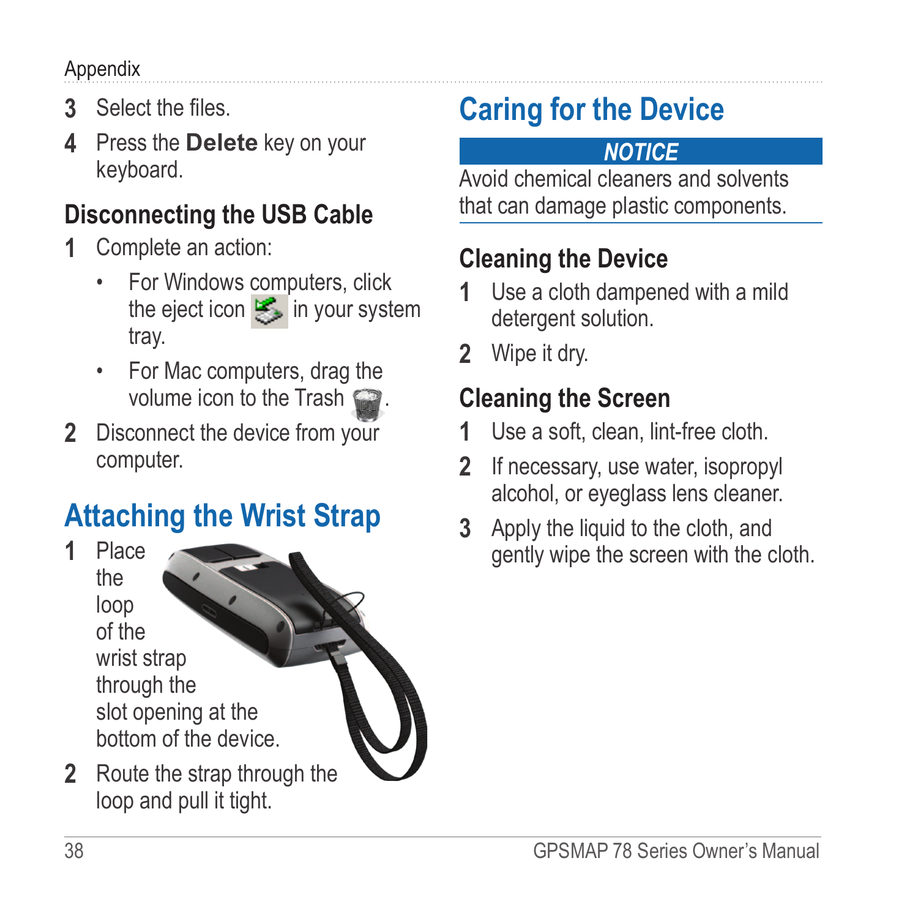3. Select the files.
4. Press the **Delete** key on your keyboard.

### Disconnecting the USB Cable

1. Complete an action:
   - For Windows computers, click the eject icon in your system tray.
   - For Mac computers, drag the volume icon to the Trash.
2. Disconnect the device from your computer.

## Attaching the Wrist Strap

1. Place the loop of the wrist strap through the slot opening at the bottom of the device.
2. Route the strap through the loop and pull it tight.

## Caring for the Device

***NOTICE***

Avoid chemical cleaners and solvents that can damage plastic components.

### Cleaning the Device

1. Use a cloth dampened with a mild detergent solution.
2. Wipe it dry.

### Cleaning the Screen

1. Use a soft, clean, lint-free cloth.
2. If necessary, use water, isopropyl alcohol, or eyeglass lens cleaner.
3. Apply the liquid to the cloth, and gently wipe the screen with the cloth.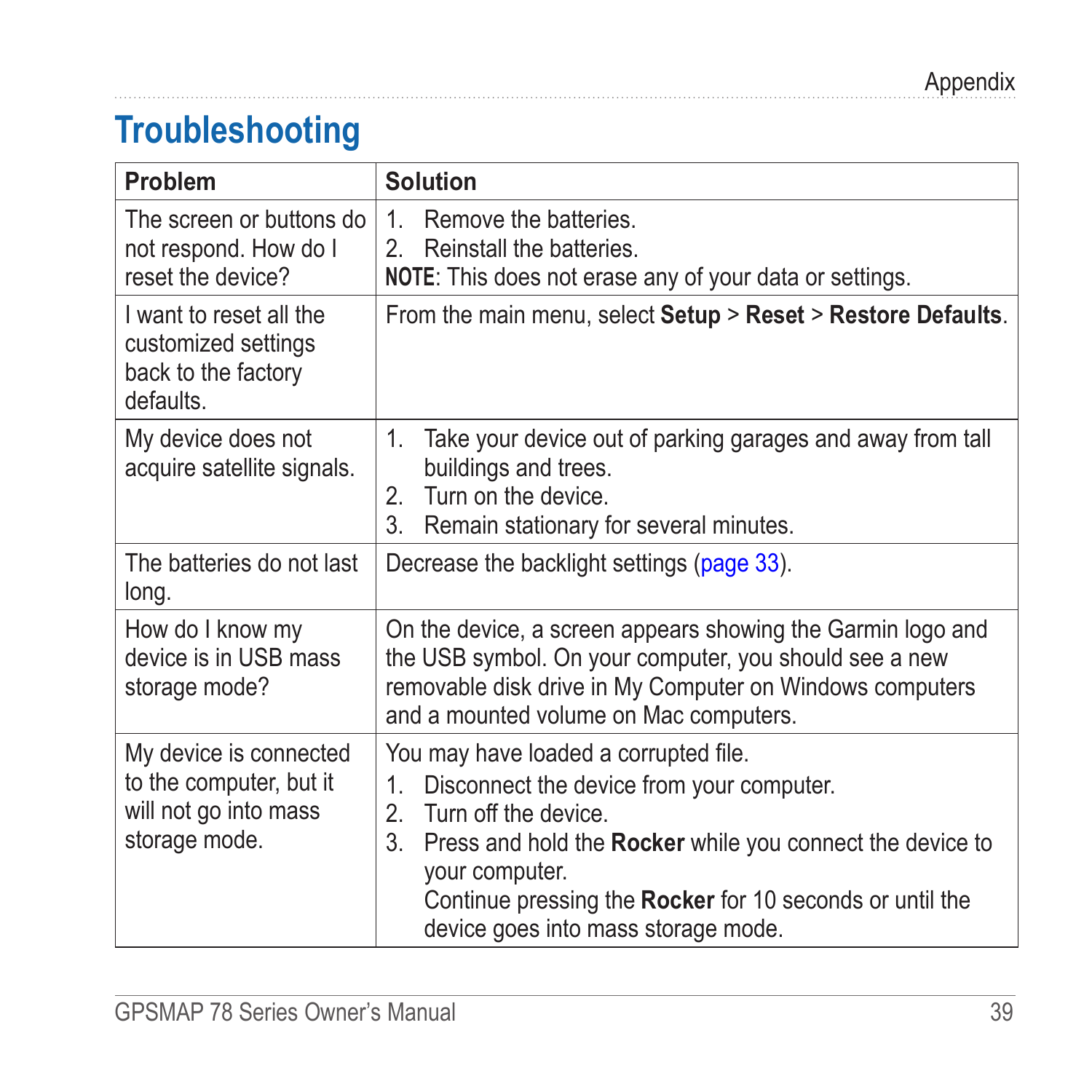# Troubleshooting

| Problem | Solution |
| --- | --- |
| The screen or buttons do not respond. How do I reset the device? | 1. Remove the batteries.<br>2. Reinstall the batteries.<br>**NOTE**: This does not erase any of your data or settings. |
| I want to reset all the customized settings back to the factory defaults. | From the main menu, select **Setup** > **Reset** > **Restore Defaults**. |
| My device does not acquire satellite signals. | 1. Take your device out of parking garages and away from tall buildings and trees.<br>2. Turn on the device.<br>3. Remain stationary for several minutes. |
| The batteries do not last long. | Decrease the backlight settings (page 33). |
| How do I know my device is in USB mass storage mode? | On the device, a screen appears showing the Garmin logo and the USB symbol. On your computer, you should see a new removable disk drive in My Computer on Windows computers and a mounted volume on Mac computers. |
| My device is connected to the computer, but it will not go into mass storage mode. | You may have loaded a corrupted file.<br>1. Disconnect the device from your computer.<br>2. Turn off the device.<br>3. Press and hold the **Rocker** while you connect the device to your computer.<br>Continue pressing the **Rocker** for 10 seconds or until the device goes into mass storage mode. |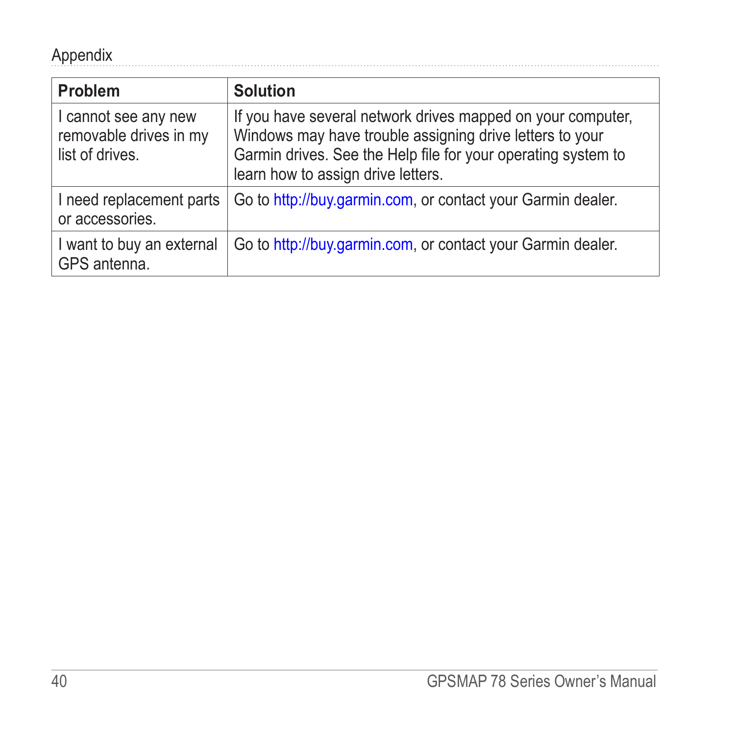| Problem | Solution |
|---|---|
| I cannot see any new removable drives in my list of drives. | If you have several network drives mapped on your computer, Windows may have trouble assigning drive letters to your Garmin drives. See the Help file for your operating system to learn how to assign drive letters. |
| I need replacement parts or accessories. | Go to http://buy.garmin.com, or contact your Garmin dealer. |
| I want to buy an external GPS antenna. | Go to http://buy.garmin.com, or contact your Garmin dealer. |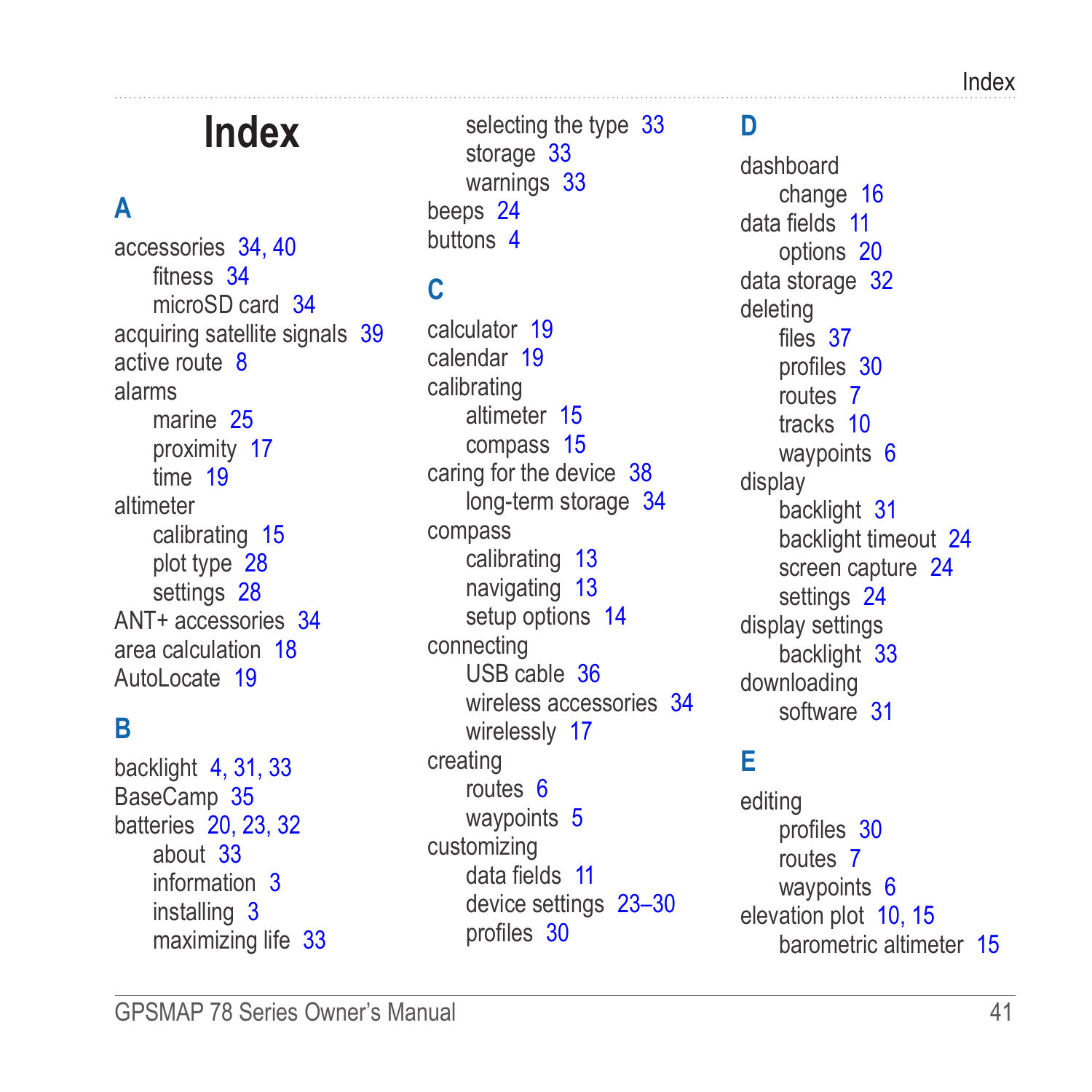# Index

## A

accessories 34, 40
- fitness 34
- microSD card 34

acquiring satellite signals 39
active route 8
alarms
- marine 25
- proximity 17
- time 19

altimeter
- calibrating 15
- plot type 28
- settings 28

ANT+ accessories 34
area calculation 18
AutoLocate 19

## B

backlight 4, 31, 33
BaseCamp 35
batteries 20, 23, 32
- about 33
- information 3
- installing 3
- maximizing life 33
- selecting the type 33
- storage 33
- warnings 33

beeps 24
buttons 4

## C

calculator 19
calendar 19
calibrating
- altimeter 15
- compass 15

caring for the device 38
- long-term storage 34

compass
- calibrating 13
- navigating 13
- setup options 14

connecting
- USB cable 36
- wireless accessories 34
- wirelessly 17

creating
- routes 6
- waypoints 5

customizing
- data fields 11
- device settings 23–30
- profiles 30

## D

dashboard
- change 16

data fields 11
- options 20

data storage 32
deleting
- files 37
- profiles 30
- routes 7
- tracks 10
- waypoints 6

display
- backlight 31
- backlight timeout 24
- screen capture 24
- settings 24

display settings
- backlight 33

downloading
- software 31

## E

editing
- profiles 30
- routes 7
- waypoints 6

elevation plot 10, 15
- barometric altimeter 15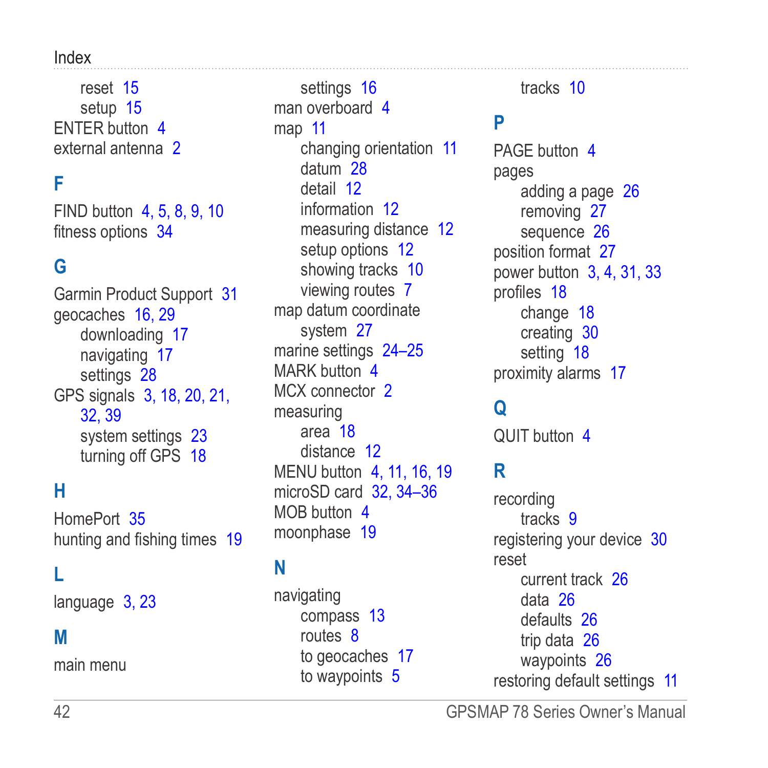reset 15
setup 15

ENTER button 4
external antenna 2

## F

FIND button 4, 5, 8, 9, 10
fitness options 34

## G

Garmin Product Support 31
geocaches 16, 29
- downloading 17
- navigating 17
- settings 28

GPS signals 3, 18, 20, 21, 32, 39
- system settings 23
- turning off GPS 18

## H

HomePort 35
hunting and fishing times 19

## L

language 3, 23

## M

main menu
- settings 16

man overboard 4
map 11
- changing orientation 11
- datum 28
- detail 12
- information 12
- measuring distance 12
- setup options 12
- showing tracks 10
- viewing routes 7

map datum coordinate system 27
marine settings 24–25
MARK button 4
MCX connector 2
measuring
- area 18
- distance 12

MENU button 4, 11, 16, 19
microSD card 32, 34–36
MOB button 4
moonphase 19

## N

navigating
- compass 13
- routes 8
- to geocaches 17
- to waypoints 5
- tracks 10

## P

PAGE button 4
pages
- adding a page 26
- removing 27
- sequence 26

position format 27
power button 3, 4, 31, 33
profiles 18
- change 18
- creating 30
- setting 18

proximity alarms 17

## Q

QUIT button 4

## R

recording
- tracks 9

registering your device 30
reset
- current track 26
- data 26
- defaults 26
- trip data 26
- waypoints 26

restoring default settings 11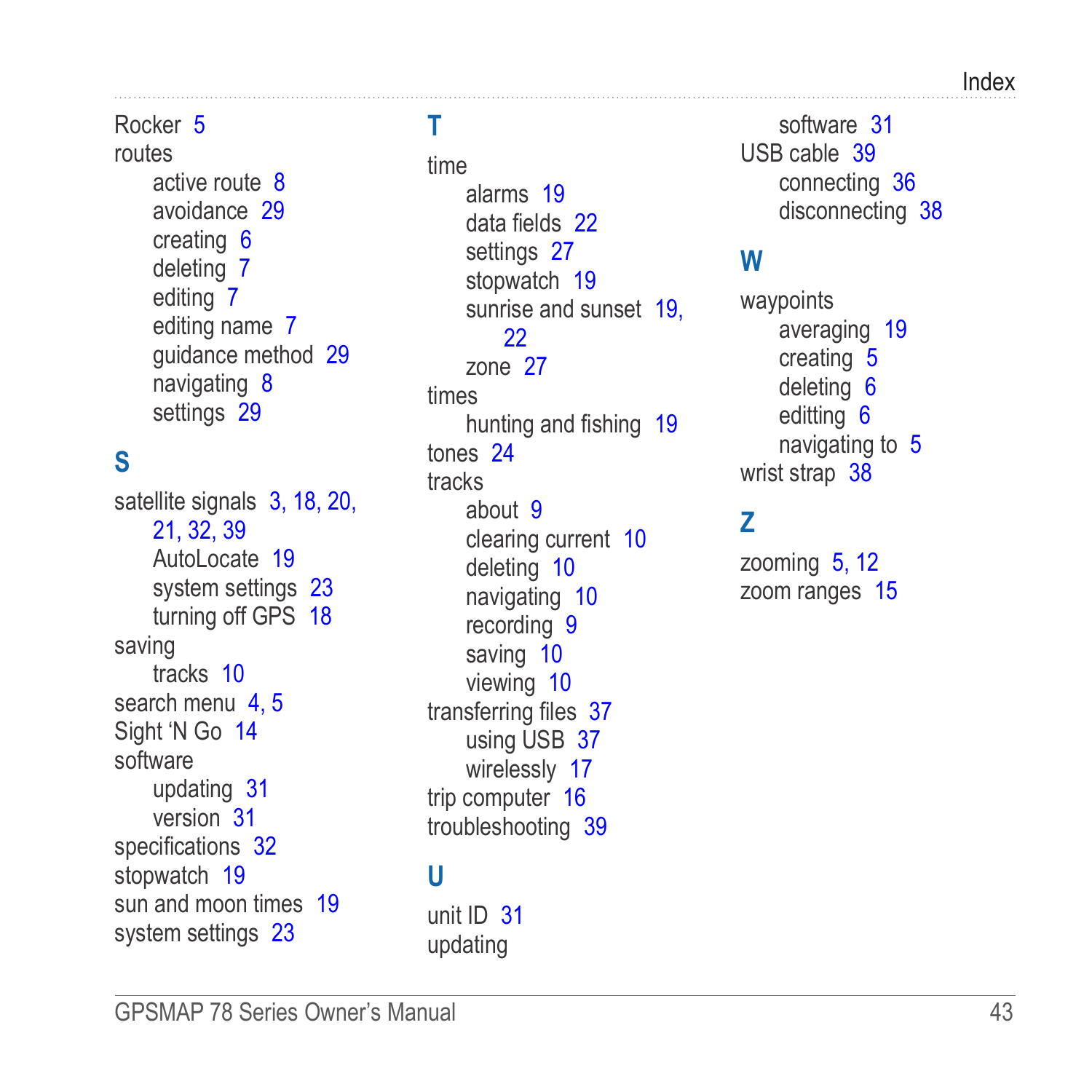Rocker 5
routes
- active route 8
- avoidance 29
- creating 6
- deleting 7
- editing 7
- editing name 7
- guidance method 29
- navigating 8
- settings 29

## S

satellite signals 3, 18, 20, 21, 32, 39
- AutoLocate 19
- system settings 23
- turning off GPS 18

saving
- tracks 10

search menu 4, 5
Sight 'N Go 14
software
- updating 31
- version 31

specifications 32
stopwatch 19
sun and moon times 19
system settings 23

## T

time
- alarms 19
- data fields 22
- settings 27
- stopwatch 19
- sunrise and sunset 19, 22
- zone 27

times
- hunting and fishing 19

tones 24
tracks
- about 9
- clearing current 10
- deleting 10
- navigating 10
- recording 9
- saving 10
- viewing 10

transferring files 37
- using USB 37
- wirelessly 17

trip computer 16
troubleshooting 39

## U

unit ID 31
updating
- software 31

USB cable 39
- connecting 36
- disconnecting 38

## W

waypoints
- averaging 19
- creating 5
- deleting 6
- editting 6
- navigating to 5

wrist strap 38

## Z

zooming 5, 12
zoom ranges 15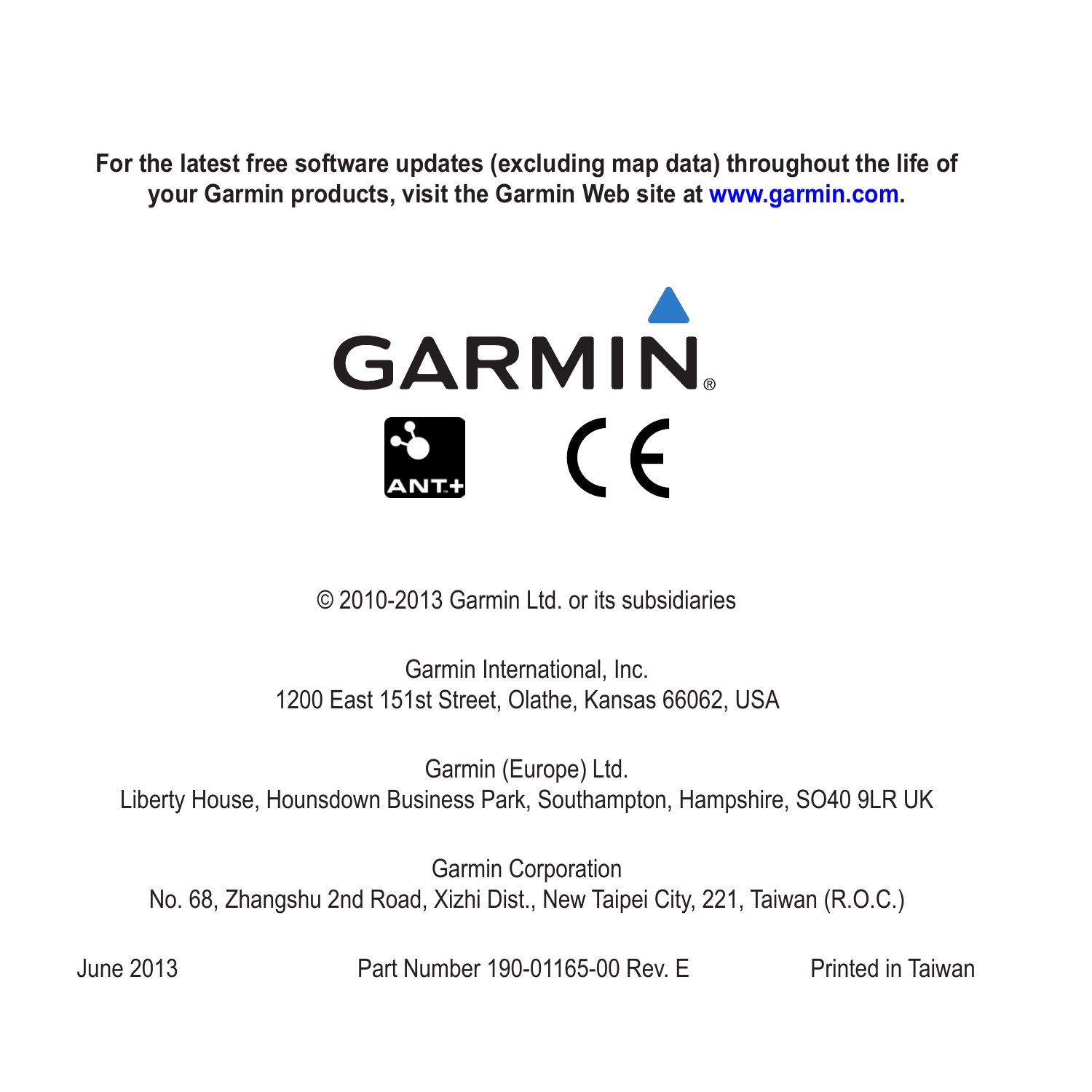**For the latest free software updates (excluding map data) throughout the life of your Garmin products, visit the Garmin Web site at www.garmin.com.**

© 2010-2013 Garmin Ltd. or its subsidiaries

Garmin International, Inc.
1200 East 151st Street, Olathe, Kansas 66062, USA

Garmin (Europe) Ltd.
Liberty House, Hounsdown Business Park, Southampton, Hampshire, SO40 9LR UK

Garmin Corporation
No. 68, Zhangshu 2nd Road, Xizhi Dist., New Taipei City, 221, Taiwan (R.O.C.)

June 2013 Part Number 190-01165-00 Rev. E Printed in Taiwan